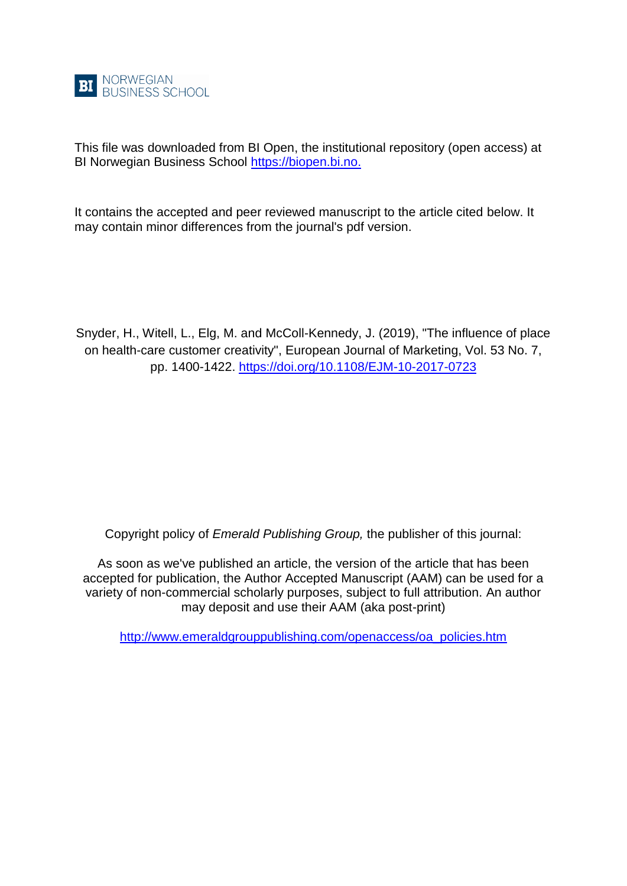BI NORWEGIAN BUSINESS SCHOOL

This file was downloaded from BI Open, the institutional repository (open access) at BI Norwegian Business School [https://biopen.bi.no.](https://biopen.bi.no.)

It contains the accepted and peer reviewed manuscript to the article cited below. It may contain minor differences from the journal's pdf version.

Snyder, H., Witell, L., Elg, M. and McColl-Kennedy, J. (2019), "The influence of place on health-care customer creativity", European Journal of Marketing, Vol. 53 No. 7, pp. 1400-1422. [https://doi.org/10.1108/EJM-10-2017-0723](https://doi.org/10.1108/EJM-10-2017-0723)

Copyright policy of *Emerald Publishing Group,* the publisher of this journal:

As soon as we've published an article, the version of the article that has been accepted for publication, the Author Accepted Manuscript (AAM) can be used for a variety of non-commercial scholarly purposes, subject to full attribution. An author may deposit and use their AAM (aka post-print)

[http://www.emeraldgrouppublishing.com/openaccess/oa_policies.htm](http://www.emeraldgrouppublishing.com/openaccess/oa_policies.htm)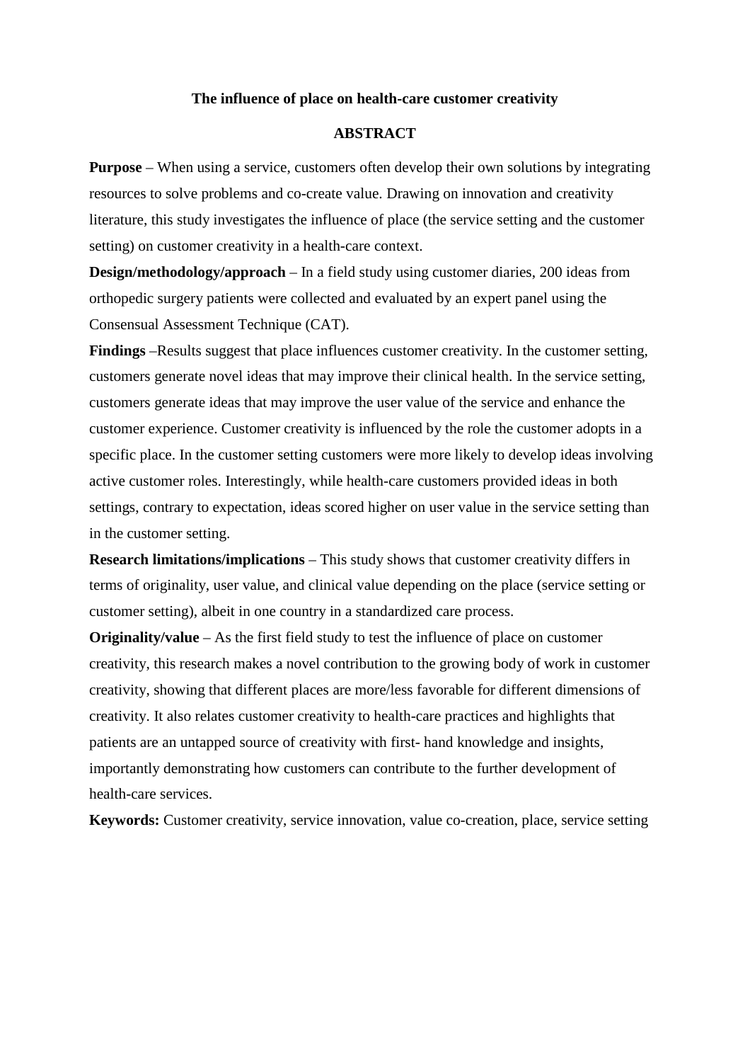**The influence of place on health-care customer creativity**

**ABSTRACT**

**Purpose** – When using a service, customers often develop their own solutions by integrating resources to solve problems and co-create value. Drawing on innovation and creativity literature, this study investigates the influence of place (the service setting and the customer setting) on customer creativity in a health-care context.

**Design/methodology/approach** – In a field study using customer diaries, 200 ideas from orthopedic surgery patients were collected and evaluated by an expert panel using the Consensual Assessment Technique (CAT).

**Findings** –Results suggest that place influences customer creativity. In the customer setting, customers generate novel ideas that may improve their clinical health. In the service setting, customers generate ideas that may improve the user value of the service and enhance the customer experience. Customer creativity is influenced by the role the customer adopts in a specific place. In the customer setting customers were more likely to develop ideas involving active customer roles. Interestingly, while health-care customers provided ideas in both settings, contrary to expectation, ideas scored higher on user value in the service setting than in the customer setting.

**Research limitations/implications** – This study shows that customer creativity differs in terms of originality, user value, and clinical value depending on the place (service setting or customer setting), albeit in one country in a standardized care process.

**Originality/value** – As the first field study to test the influence of place on customer creativity, this research makes a novel contribution to the growing body of work in customer creativity, showing that different places are more/less favorable for different dimensions of creativity. It also relates customer creativity to health-care practices and highlights that patients are an untapped source of creativity with first- hand knowledge and insights, importantly demonstrating how customers can contribute to the further development of health-care services.

**Keywords:** Customer creativity, service innovation, value co-creation, place, service setting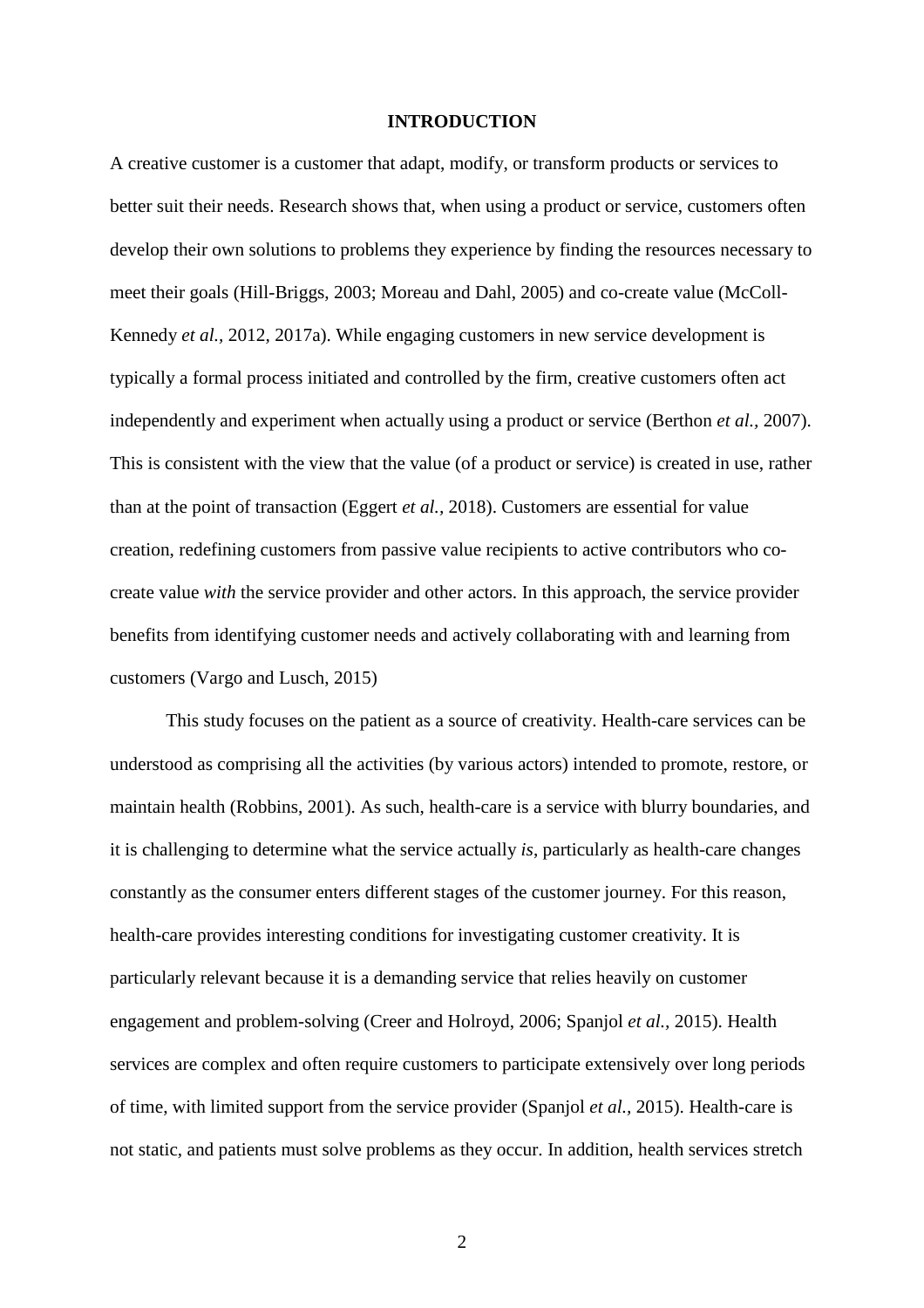# INTRODUCTION

A creative customer is a customer that adapt, modify, or transform products or services to better suit their needs. Research shows that, when using a product or service, customers often develop their own solutions to problems they experience by finding the resources necessary to meet their goals (Hill-Briggs, 2003; Moreau and Dahl, 2005) and co-create value (McColl-Kennedy *et al.*, 2012, 2017a). While engaging customers in new service development is typically a formal process initiated and controlled by the firm, creative customers often act independently and experiment when actually using a product or service (Berthon *et al.*, 2007). This is consistent with the view that the value (of a product or service) is created in use, rather than at the point of transaction (Eggert *et al.*, 2018). Customers are essential for value creation, redefining customers from passive value recipients to active contributors who co-create value *with* the service provider and other actors. In this approach, the service provider benefits from identifying customer needs and actively collaborating with and learning from customers (Vargo and Lusch, 2015)

This study focuses on the patient as a source of creativity. Health-care services can be understood as comprising all the activities (by various actors) intended to promote, restore, or maintain health (Robbins, 2001). As such, health-care is a service with blurry boundaries, and it is challenging to determine what the service actually *is*, particularly as health-care changes constantly as the consumer enters different stages of the customer journey. For this reason, health-care provides interesting conditions for investigating customer creativity. It is particularly relevant because it is a demanding service that relies heavily on customer engagement and problem-solving (Creer and Holroyd, 2006; Spanjol *et al.*, 2015). Health services are complex and often require customers to participate extensively over long periods of time, with limited support from the service provider (Spanjol *et al.*, 2015). Health-care is not static, and patients must solve problems as they occur. In addition, health services stretch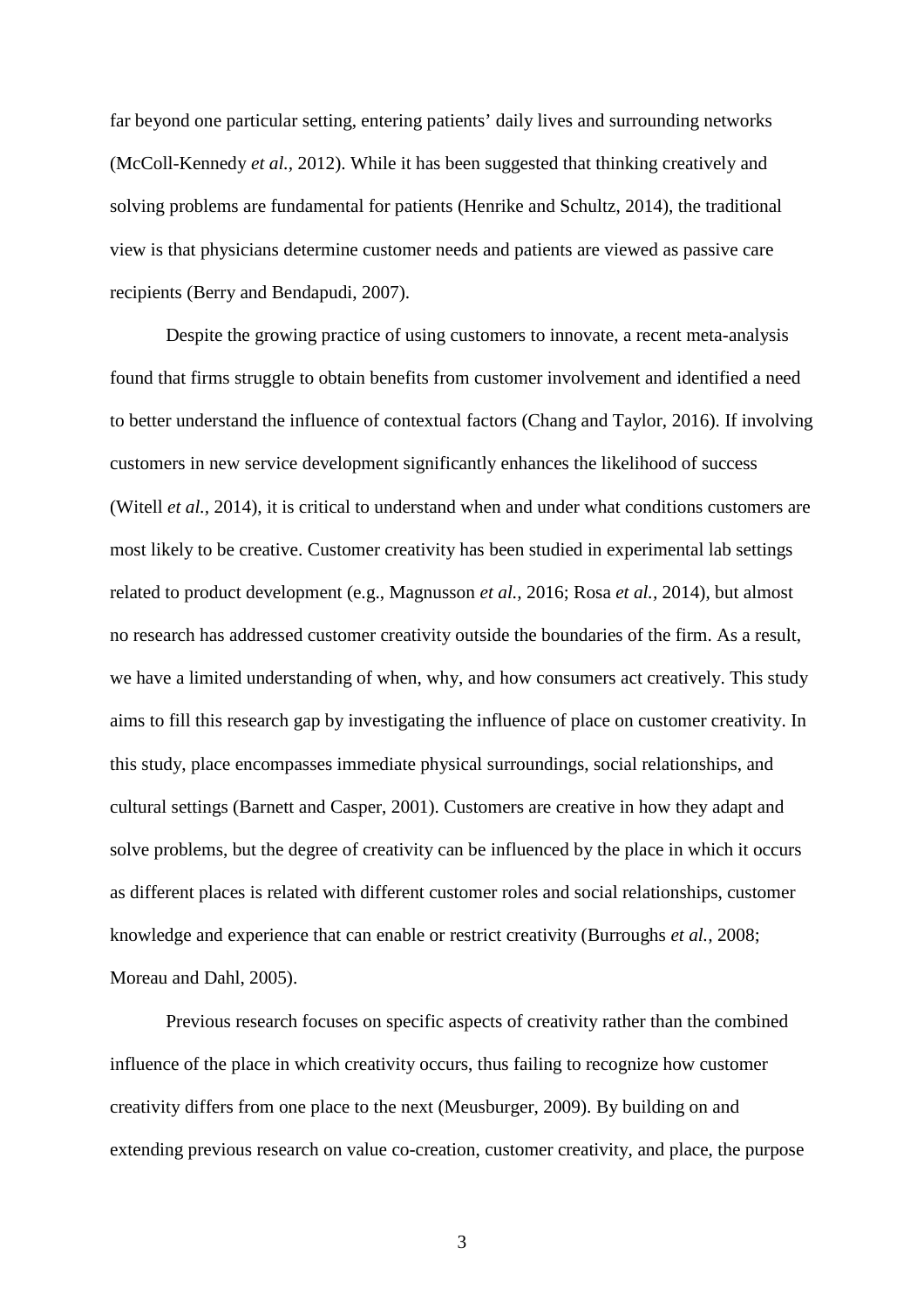far beyond one particular setting, entering patients' daily lives and surrounding networks (McColl-Kennedy *et al.*, 2012). While it has been suggested that thinking creatively and solving problems are fundamental for patients (Henrike and Schultz, 2014), the traditional view is that physicians determine customer needs and patients are viewed as passive care recipients (Berry and Bendapudi, 2007).

Despite the growing practice of using customers to innovate, a recent meta-analysis found that firms struggle to obtain benefits from customer involvement and identified a need to better understand the influence of contextual factors (Chang and Taylor, 2016). If involving customers in new service development significantly enhances the likelihood of success (Witell *et al.*, 2014), it is critical to understand when and under what conditions customers are most likely to be creative. Customer creativity has been studied in experimental lab settings related to product development (e.g., Magnusson *et al.*, 2016; Rosa *et al.*, 2014), but almost no research has addressed customer creativity outside the boundaries of the firm. As a result, we have a limited understanding of when, why, and how consumers act creatively. This study aims to fill this research gap by investigating the influence of place on customer creativity. In this study, place encompasses immediate physical surroundings, social relationships, and cultural settings (Barnett and Casper, 2001). Customers are creative in how they adapt and solve problems, but the degree of creativity can be influenced by the place in which it occurs as different places is related with different customer roles and social relationships, customer knowledge and experience that can enable or restrict creativity (Burroughs *et al.*, 2008; Moreau and Dahl, 2005).

Previous research focuses on specific aspects of creativity rather than the combined influence of the place in which creativity occurs, thus failing to recognize how customer creativity differs from one place to the next (Meusburger, 2009). By building on and extending previous research on value co-creation, customer creativity, and place, the purpose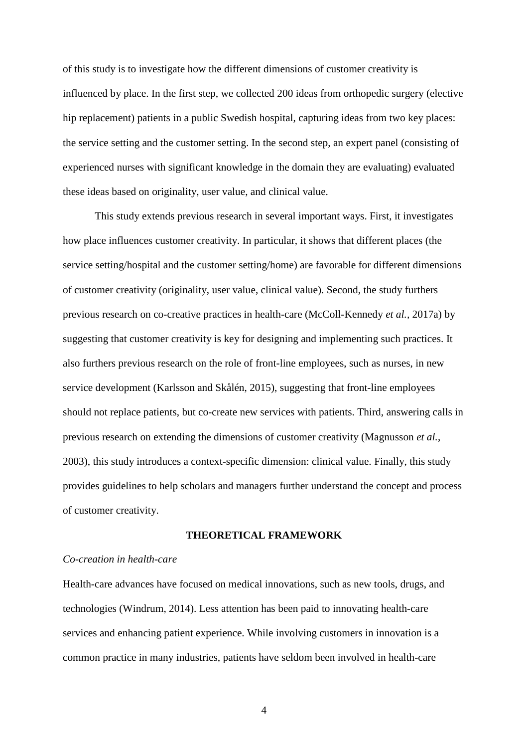of this study is to investigate how the different dimensions of customer creativity is influenced by place. In the first step, we collected 200 ideas from orthopedic surgery (elective hip replacement) patients in a public Swedish hospital, capturing ideas from two key places: the service setting and the customer setting. In the second step, an expert panel (consisting of experienced nurses with significant knowledge in the domain they are evaluating) evaluated these ideas based on originality, user value, and clinical value.

This study extends previous research in several important ways. First, it investigates how place influences customer creativity. In particular, it shows that different places (the service setting/hospital and the customer setting/home) are favorable for different dimensions of customer creativity (originality, user value, clinical value). Second, the study furthers previous research on co-creative practices in health-care (McColl-Kennedy *et al.*, 2017a) by suggesting that customer creativity is key for designing and implementing such practices. It also furthers previous research on the role of front-line employees, such as nurses, in new service development (Karlsson and Skålén, 2015), suggesting that front-line employees should not replace patients, but co-create new services with patients. Third, answering calls in previous research on extending the dimensions of customer creativity (Magnusson *et al.*, 2003), this study introduces a context-specific dimension: clinical value. Finally, this study provides guidelines to help scholars and managers further understand the concept and process of customer creativity.

## THEORETICAL FRAMEWORK

### *Co-creation in health-care*

Health-care advances have focused on medical innovations, such as new tools, drugs, and technologies (Windrum, 2014). Less attention has been paid to innovating health-care services and enhancing patient experience. While involving customers in innovation is a common practice in many industries, patients have seldom been involved in health-care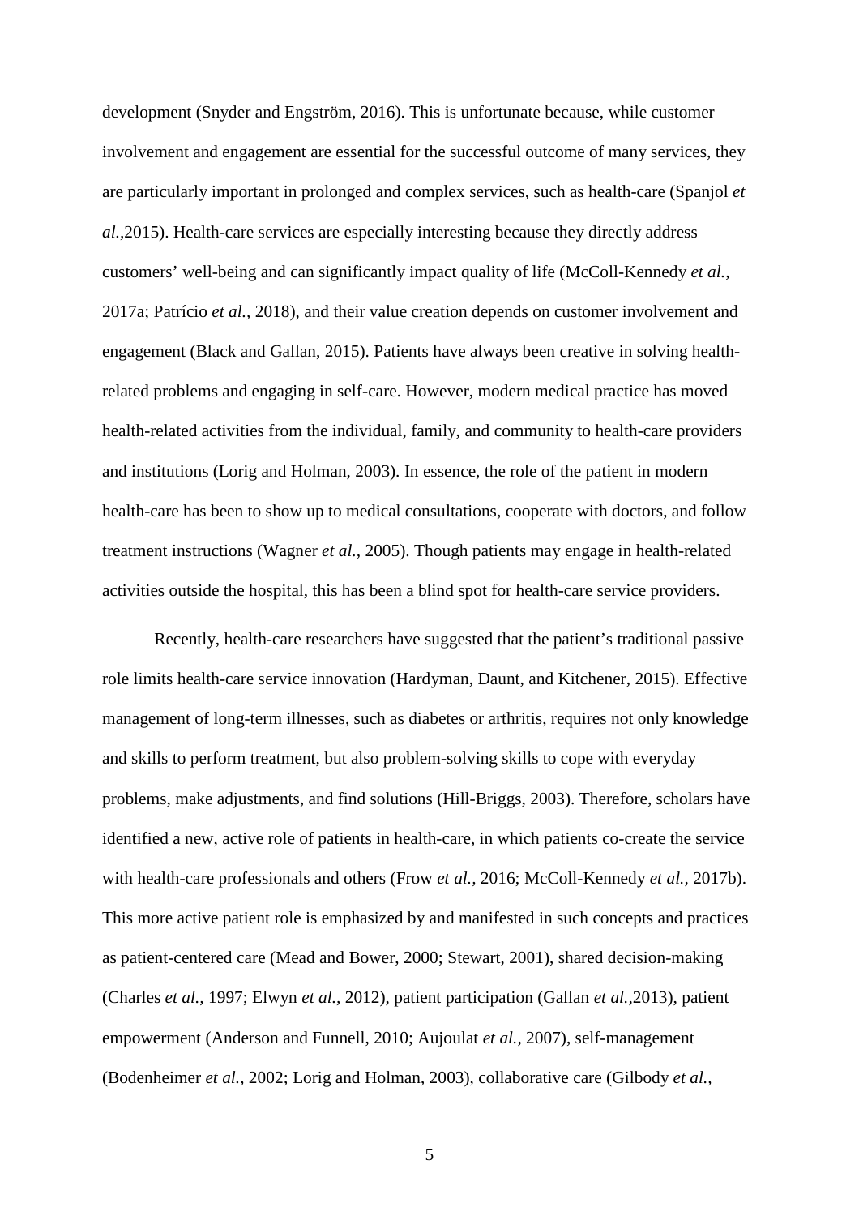development (Snyder and Engström, 2016). This is unfortunate because, while customer involvement and engagement are essential for the successful outcome of many services, they are particularly important in prolonged and complex services, such as health-care (Spanjol *et al.*,2015). Health-care services are especially interesting because they directly address customers' well-being and can significantly impact quality of life (McColl-Kennedy *et al.*, 2017a; Patrício *et al.*, 2018), and their value creation depends on customer involvement and engagement (Black and Gallan, 2015). Patients have always been creative in solving health-related problems and engaging in self-care. However, modern medical practice has moved health-related activities from the individual, family, and community to health-care providers and institutions (Lorig and Holman, 2003). In essence, the role of the patient in modern health-care has been to show up to medical consultations, cooperate with doctors, and follow treatment instructions (Wagner *et al.*, 2005). Though patients may engage in health-related activities outside the hospital, this has been a blind spot for health-care service providers.

Recently, health-care researchers have suggested that the patient's traditional passive role limits health-care service innovation (Hardyman, Daunt, and Kitchener, 2015). Effective management of long-term illnesses, such as diabetes or arthritis, requires not only knowledge and skills to perform treatment, but also problem-solving skills to cope with everyday problems, make adjustments, and find solutions (Hill-Briggs, 2003). Therefore, scholars have identified a new, active role of patients in health-care, in which patients co-create the service with health-care professionals and others (Frow *et al.*, 2016; McColl-Kennedy *et al.*, 2017b). This more active patient role is emphasized by and manifested in such concepts and practices as patient-centered care (Mead and Bower, 2000; Stewart, 2001), shared decision-making (Charles *et al.*, 1997; Elwyn *et al.*, 2012), patient participation (Gallan *et al.*,2013), patient empowerment (Anderson and Funnell, 2010; Aujoulat *et al.*, 2007), self-management (Bodenheimer *et al.*, 2002; Lorig and Holman, 2003), collaborative care (Gilbody *et al.*,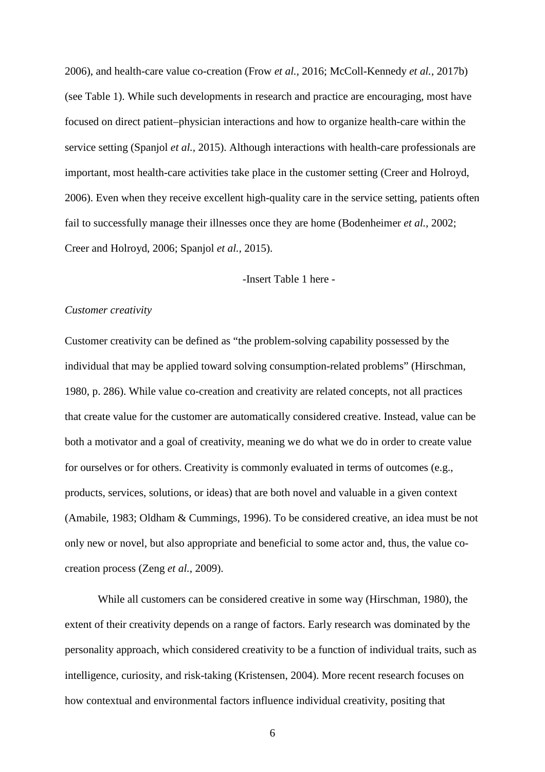2006), and health-care value co-creation (Frow *et al.,* 2016; McColl-Kennedy *et al.,* 2017b) (see Table 1). While such developments in research and practice are encouraging, most have focused on direct patient–physician interactions and how to organize health-care within the service setting (Spanjol *et al.,* 2015). Although interactions with health-care professionals are important, most health-care activities take place in the customer setting (Creer and Holroyd, 2006). Even when they receive excellent high-quality care in the service setting, patients often fail to successfully manage their illnesses once they are home (Bodenheimer *et al.,* 2002; Creer and Holroyd, 2006; Spanjol *et al.,* 2015).

-Insert Table 1 here -

*Customer creativity*

Customer creativity can be defined as "the problem-solving capability possessed by the individual that may be applied toward solving consumption-related problems" (Hirschman, 1980, p. 286). While value co-creation and creativity are related concepts, not all practices that create value for the customer are automatically considered creative. Instead, value can be both a motivator and a goal of creativity, meaning we do what we do in order to create value for ourselves or for others. Creativity is commonly evaluated in terms of outcomes (e.g., products, services, solutions, or ideas) that are both novel and valuable in a given context (Amabile, 1983; Oldham & Cummings, 1996). To be considered creative, an idea must be not only new or novel, but also appropriate and beneficial to some actor and, thus, the value co-creation process (Zeng *et al.,* 2009).

While all customers can be considered creative in some way (Hirschman, 1980), the extent of their creativity depends on a range of factors. Early research was dominated by the personality approach, which considered creativity to be a function of individual traits, such as intelligence, curiosity, and risk-taking (Kristensen, 2004). More recent research focuses on how contextual and environmental factors influence individual creativity, positing that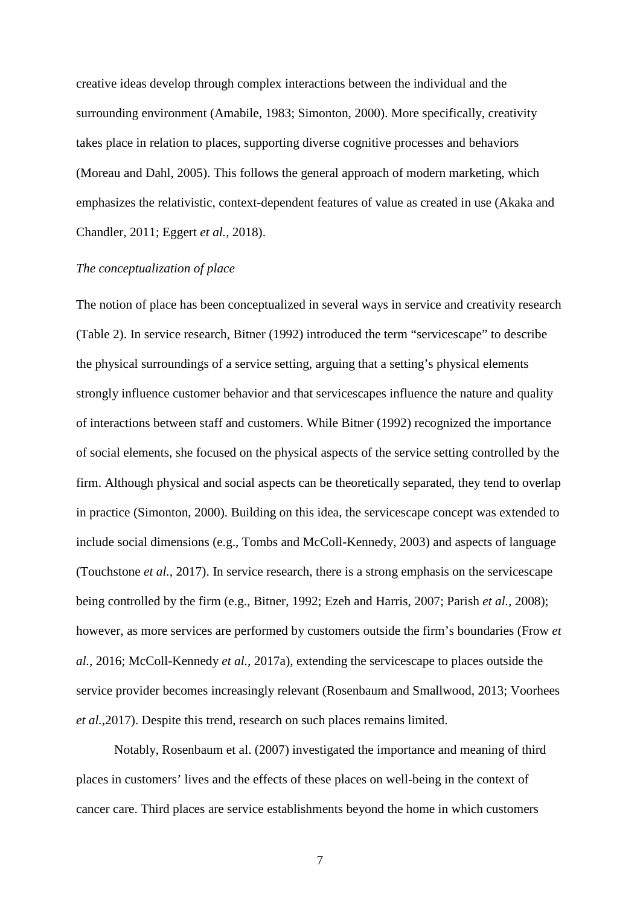creative ideas develop through complex interactions between the individual and the surrounding environment (Amabile, 1983; Simonton, 2000). More specifically, creativity takes place in relation to places, supporting diverse cognitive processes and behaviors (Moreau and Dahl, 2005). This follows the general approach of modern marketing, which emphasizes the relativistic, context-dependent features of value as created in use (Akaka and Chandler, 2011; Eggert *et al.,* 2018).

*The conceptualization of place*

The notion of place has been conceptualized in several ways in service and creativity research (Table 2). In service research, Bitner (1992) introduced the term "servicescape" to describe the physical surroundings of a service setting, arguing that a setting's physical elements strongly influence customer behavior and that servicescapes influence the nature and quality of interactions between staff and customers. While Bitner (1992) recognized the importance of social elements, she focused on the physical aspects of the service setting controlled by the firm. Although physical and social aspects can be theoretically separated, they tend to overlap in practice (Simonton, 2000). Building on this idea, the servicescape concept was extended to include social dimensions (e.g., Tombs and McColl-Kennedy, 2003) and aspects of language (Touchstone *et al.,* 2017). In service research, there is a strong emphasis on the servicescape being controlled by the firm (e.g., Bitner, 1992; Ezeh and Harris, 2007; Parish *et al.*, 2008); however, as more services are performed by customers outside the firm's boundaries (Frow *et al.,* 2016; McColl-Kennedy *et al.,* 2017a), extending the servicescape to places outside the service provider becomes increasingly relevant (Rosenbaum and Smallwood, 2013; Voorhees *et al.*,2017). Despite this trend, research on such places remains limited.

Notably, Rosenbaum et al. (2007) investigated the importance and meaning of third places in customers' lives and the effects of these places on well-being in the context of cancer care. Third places are service establishments beyond the home in which customers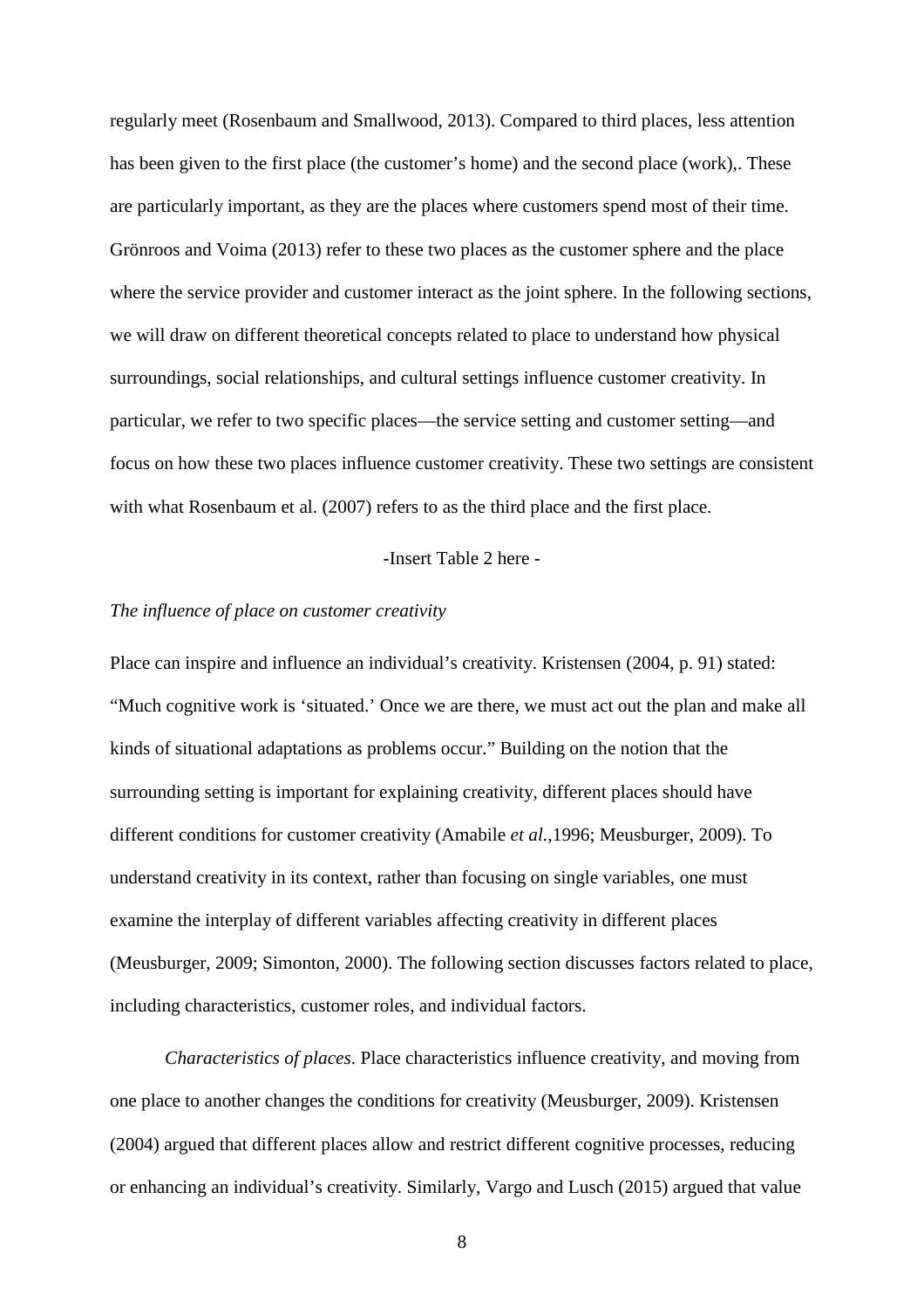regularly meet (Rosenbaum and Smallwood, 2013). Compared to third places, less attention has been given to the first place (the customer's home) and the second place (work),. These are particularly important, as they are the places where customers spend most of their time. Grönroos and Voima (2013) refer to these two places as the customer sphere and the place where the service provider and customer interact as the joint sphere. In the following sections, we will draw on different theoretical concepts related to place to understand how physical surroundings, social relationships, and cultural settings influence customer creativity. In particular, we refer to two specific places—the service setting and customer setting—and focus on how these two places influence customer creativity. These two settings are consistent with what Rosenbaum et al. (2007) refers to as the third place and the first place.

-Insert Table 2 here -

*The influence of place on customer creativity*

Place can inspire and influence an individual's creativity. Kristensen (2004, p. 91) stated: "Much cognitive work is 'situated.' Once we are there, we must act out the plan and make all kinds of situational adaptations as problems occur." Building on the notion that the surrounding setting is important for explaining creativity, different places should have different conditions for customer creativity (Amabile *et al.*,1996; Meusburger, 2009). To understand creativity in its context, rather than focusing on single variables, one must examine the interplay of different variables affecting creativity in different places (Meusburger, 2009; Simonton, 2000). The following section discusses factors related to place, including characteristics, customer roles, and individual factors.

*Characteristics of places*. Place characteristics influence creativity, and moving from one place to another changes the conditions for creativity (Meusburger, 2009). Kristensen (2004) argued that different places allow and restrict different cognitive processes, reducing or enhancing an individual's creativity. Similarly, Vargo and Lusch (2015) argued that value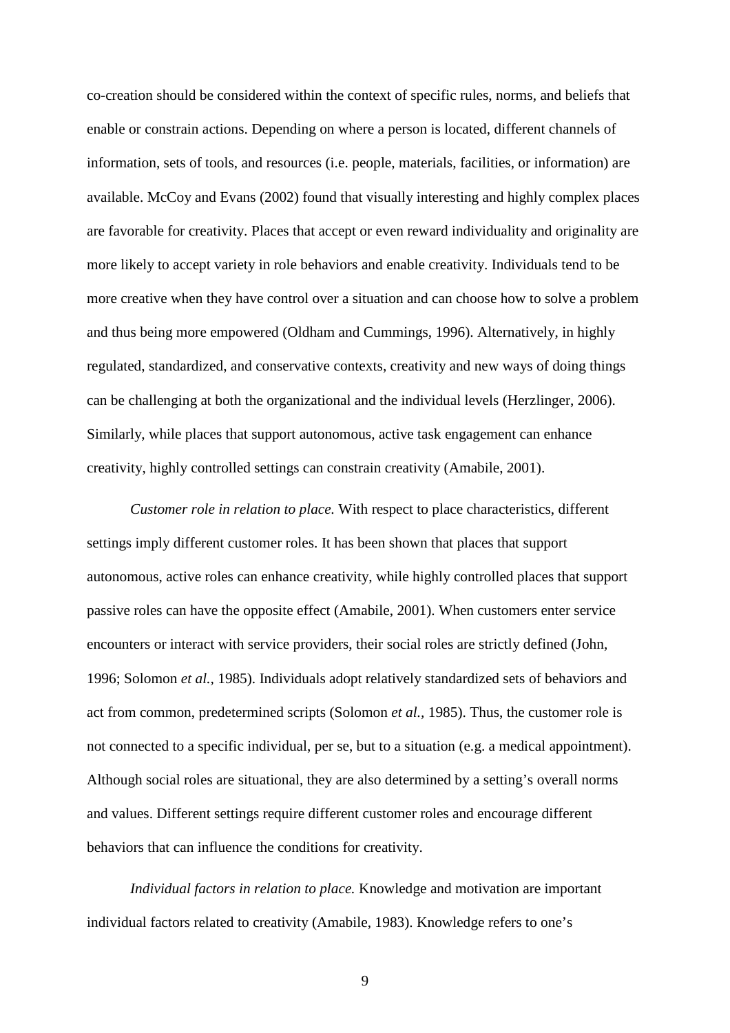co-creation should be considered within the context of specific rules, norms, and beliefs that enable or constrain actions. Depending on where a person is located, different channels of information, sets of tools, and resources (i.e. people, materials, facilities, or information) are available. McCoy and Evans (2002) found that visually interesting and highly complex places are favorable for creativity. Places that accept or even reward individuality and originality are more likely to accept variety in role behaviors and enable creativity. Individuals tend to be more creative when they have control over a situation and can choose how to solve a problem and thus being more empowered (Oldham and Cummings, 1996). Alternatively, in highly regulated, standardized, and conservative contexts, creativity and new ways of doing things can be challenging at both the organizational and the individual levels (Herzlinger, 2006). Similarly, while places that support autonomous, active task engagement can enhance creativity, highly controlled settings can constrain creativity (Amabile, 2001).

*Customer role in relation to place.* With respect to place characteristics, different settings imply different customer roles. It has been shown that places that support autonomous, active roles can enhance creativity, while highly controlled places that support passive roles can have the opposite effect (Amabile, 2001). When customers enter service encounters or interact with service providers, their social roles are strictly defined (John, 1996; Solomon *et al.*, 1985). Individuals adopt relatively standardized sets of behaviors and act from common, predetermined scripts (Solomon *et al.*, 1985). Thus, the customer role is not connected to a specific individual, per se, but to a situation (e.g. a medical appointment). Although social roles are situational, they are also determined by a setting's overall norms and values. Different settings require different customer roles and encourage different behaviors that can influence the conditions for creativity.

*Individual factors in relation to place.* Knowledge and motivation are important individual factors related to creativity (Amabile, 1983). Knowledge refers to one's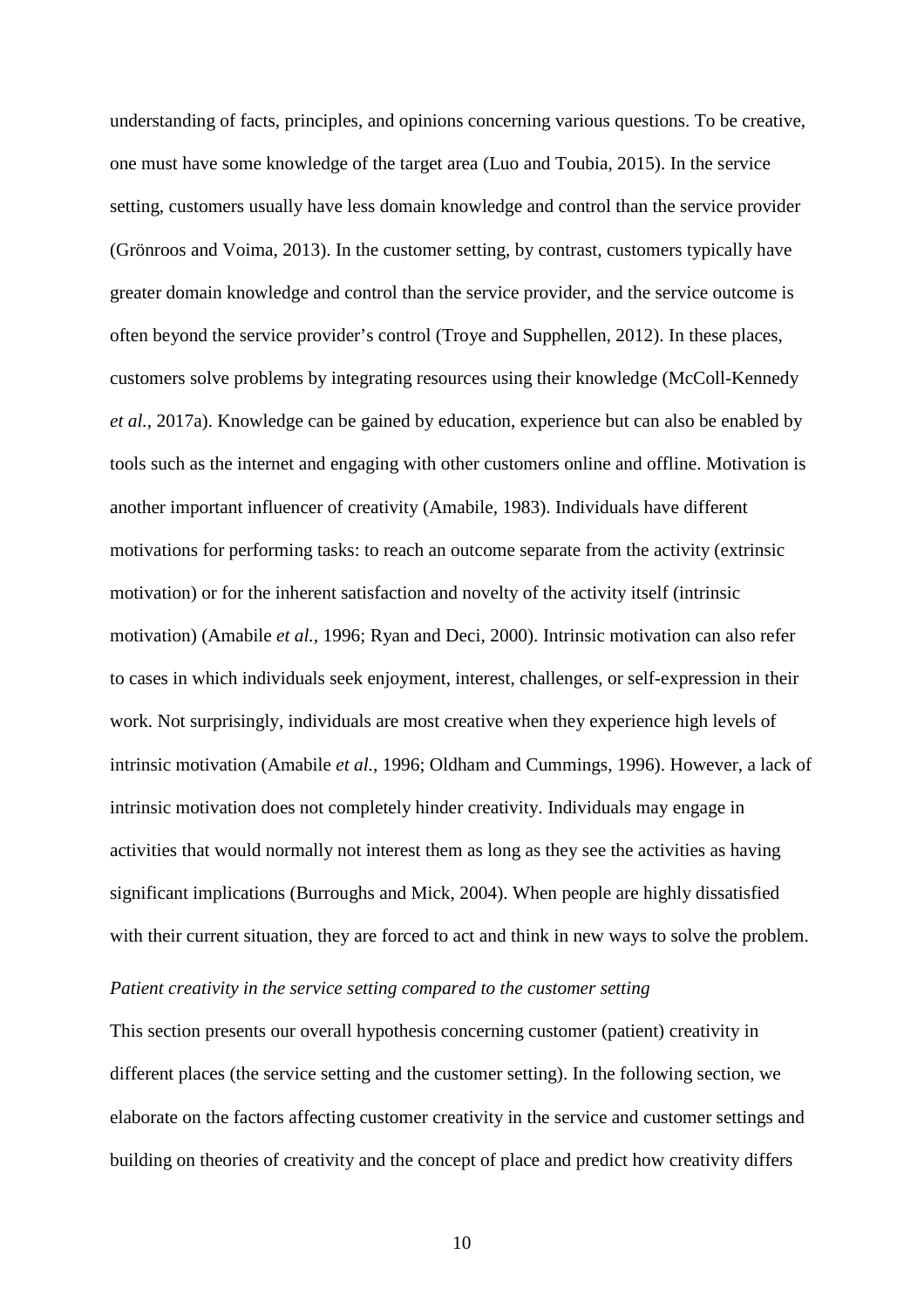understanding of facts, principles, and opinions concerning various questions. To be creative, one must have some knowledge of the target area (Luo and Toubia, 2015). In the service setting, customers usually have less domain knowledge and control than the service provider (Grönroos and Voima, 2013). In the customer setting, by contrast, customers typically have greater domain knowledge and control than the service provider, and the service outcome is often beyond the service provider's control (Troye and Supphellen, 2012). In these places, customers solve problems by integrating resources using their knowledge (McColl-Kennedy *et al.*, 2017a). Knowledge can be gained by education, experience but can also be enabled by tools such as the internet and engaging with other customers online and offline. Motivation is another important influencer of creativity (Amabile, 1983). Individuals have different motivations for performing tasks: to reach an outcome separate from the activity (extrinsic motivation) or for the inherent satisfaction and novelty of the activity itself (intrinsic motivation) (Amabile *et al.*, 1996; Ryan and Deci, 2000). Intrinsic motivation can also refer to cases in which individuals seek enjoyment, interest, challenges, or self-expression in their work. Not surprisingly, individuals are most creative when they experience high levels of intrinsic motivation (Amabile *et al.*, 1996; Oldham and Cummings, 1996). However, a lack of intrinsic motivation does not completely hinder creativity. Individuals may engage in activities that would normally not interest them as long as they see the activities as having significant implications (Burroughs and Mick, 2004). When people are highly dissatisfied with their current situation, they are forced to act and think in new ways to solve the problem.

*Patient creativity in the service setting compared to the customer setting*

This section presents our overall hypothesis concerning customer (patient) creativity in different places (the service setting and the customer setting). In the following section, we elaborate on the factors affecting customer creativity in the service and customer settings and building on theories of creativity and the concept of place and predict how creativity differs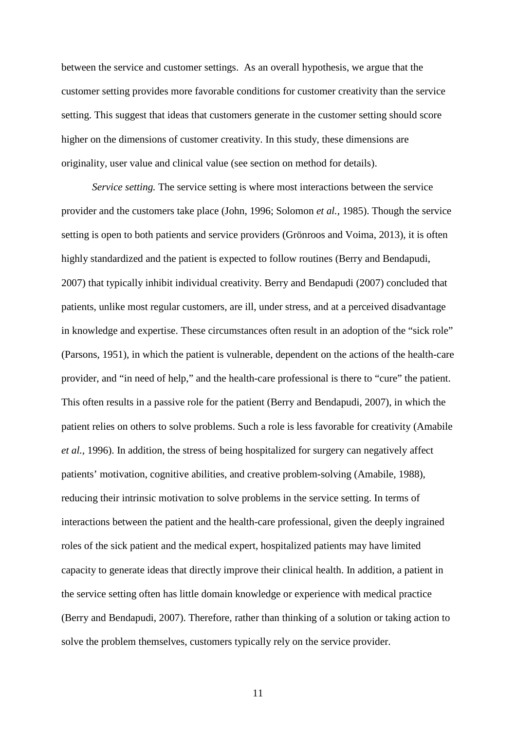between the service and customer settings. As an overall hypothesis, we argue that the customer setting provides more favorable conditions for customer creativity than the service setting. This suggest that ideas that customers generate in the customer setting should score higher on the dimensions of customer creativity. In this study, these dimensions are originality, user value and clinical value (see section on method for details).

*Service setting.* The service setting is where most interactions between the service provider and the customers take place (John, 1996; Solomon *et al.*, 1985). Though the service setting is open to both patients and service providers (Grönroos and Voima, 2013), it is often highly standardized and the patient is expected to follow routines (Berry and Bendapudi, 2007) that typically inhibit individual creativity. Berry and Bendapudi (2007) concluded that patients, unlike most regular customers, are ill, under stress, and at a perceived disadvantage in knowledge and expertise. These circumstances often result in an adoption of the "sick role" (Parsons, 1951), in which the patient is vulnerable, dependent on the actions of the health-care provider, and "in need of help," and the health-care professional is there to "cure" the patient. This often results in a passive role for the patient (Berry and Bendapudi, 2007), in which the patient relies on others to solve problems. Such a role is less favorable for creativity (Amabile *et al.*, 1996). In addition, the stress of being hospitalized for surgery can negatively affect patients' motivation, cognitive abilities, and creative problem-solving (Amabile, 1988), reducing their intrinsic motivation to solve problems in the service setting. In terms of interactions between the patient and the health-care professional, given the deeply ingrained roles of the sick patient and the medical expert, hospitalized patients may have limited capacity to generate ideas that directly improve their clinical health. In addition, a patient in the service setting often has little domain knowledge or experience with medical practice (Berry and Bendapudi, 2007). Therefore, rather than thinking of a solution or taking action to solve the problem themselves, customers typically rely on the service provider.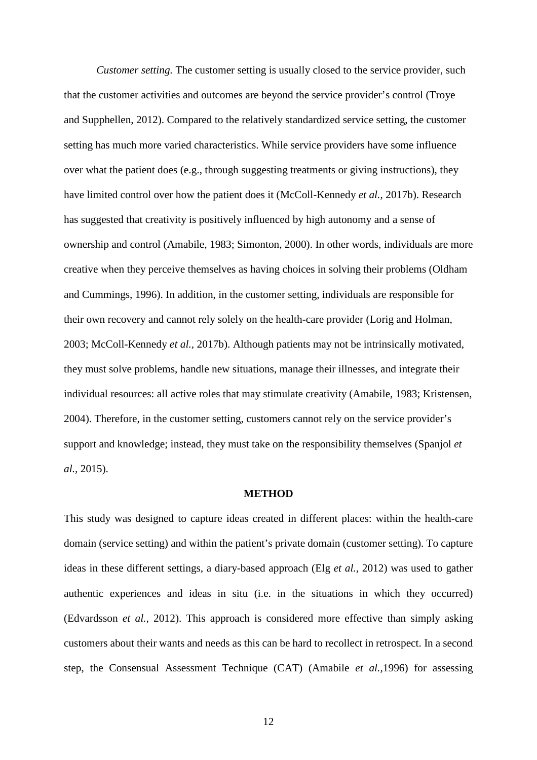*Customer setting.* The customer setting is usually closed to the service provider, such that the customer activities and outcomes are beyond the service provider's control (Troye and Supphellen, 2012). Compared to the relatively standardized service setting, the customer setting has much more varied characteristics. While service providers have some influence over what the patient does (e.g., through suggesting treatments or giving instructions), they have limited control over how the patient does it (McColl-Kennedy *et al.,* 2017b). Research has suggested that creativity is positively influenced by high autonomy and a sense of ownership and control (Amabile, 1983; Simonton, 2000). In other words, individuals are more creative when they perceive themselves as having choices in solving their problems (Oldham and Cummings, 1996). In addition, in the customer setting, individuals are responsible for their own recovery and cannot rely solely on the health-care provider (Lorig and Holman, 2003; McColl-Kennedy *et al.,* 2017b). Although patients may not be intrinsically motivated, they must solve problems, handle new situations, manage their illnesses, and integrate their individual resources: all active roles that may stimulate creativity (Amabile, 1983; Kristensen, 2004). Therefore, in the customer setting, customers cannot rely on the service provider's support and knowledge; instead, they must take on the responsibility themselves (Spanjol *et al.,* 2015).

## METHOD

This study was designed to capture ideas created in different places: within the health-care domain (service setting) and within the patient's private domain (customer setting). To capture ideas in these different settings, a diary-based approach (Elg *et al.,* 2012) was used to gather authentic experiences and ideas in situ (i.e. in the situations in which they occurred) (Edvardsson *et al.,* 2012). This approach is considered more effective than simply asking customers about their wants and needs as this can be hard to recollect in retrospect. In a second step, the Consensual Assessment Technique (CAT) (Amabile *et al.,*1996) for assessing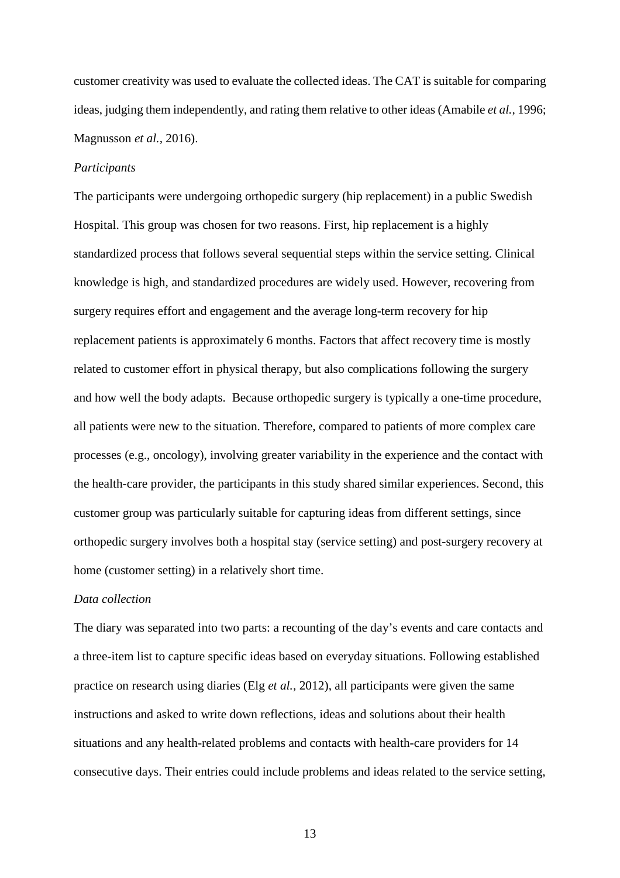customer creativity was used to evaluate the collected ideas. The CAT is suitable for comparing ideas, judging them independently, and rating them relative to other ideas (Amabile *et al.*, 1996; Magnusson *et al.*, 2016).

### *Participants*

The participants were undergoing orthopedic surgery (hip replacement) in a public Swedish Hospital. This group was chosen for two reasons. First, hip replacement is a highly standardized process that follows several sequential steps within the service setting. Clinical knowledge is high, and standardized procedures are widely used. However, recovering from surgery requires effort and engagement and the average long-term recovery for hip replacement patients is approximately 6 months. Factors that affect recovery time is mostly related to customer effort in physical therapy, but also complications following the surgery and how well the body adapts. Because orthopedic surgery is typically a one-time procedure, all patients were new to the situation. Therefore, compared to patients of more complex care processes (e.g., oncology), involving greater variability in the experience and the contact with the health-care provider, the participants in this study shared similar experiences. Second, this customer group was particularly suitable for capturing ideas from different settings, since orthopedic surgery involves both a hospital stay (service setting) and post-surgery recovery at home (customer setting) in a relatively short time.

### *Data collection*

The diary was separated into two parts: a recounting of the day's events and care contacts and a three-item list to capture specific ideas based on everyday situations. Following established practice on research using diaries (Elg *et al.*, 2012), all participants were given the same instructions and asked to write down reflections, ideas and solutions about their health situations and any health-related problems and contacts with health-care providers for 14 consecutive days. Their entries could include problems and ideas related to the service setting,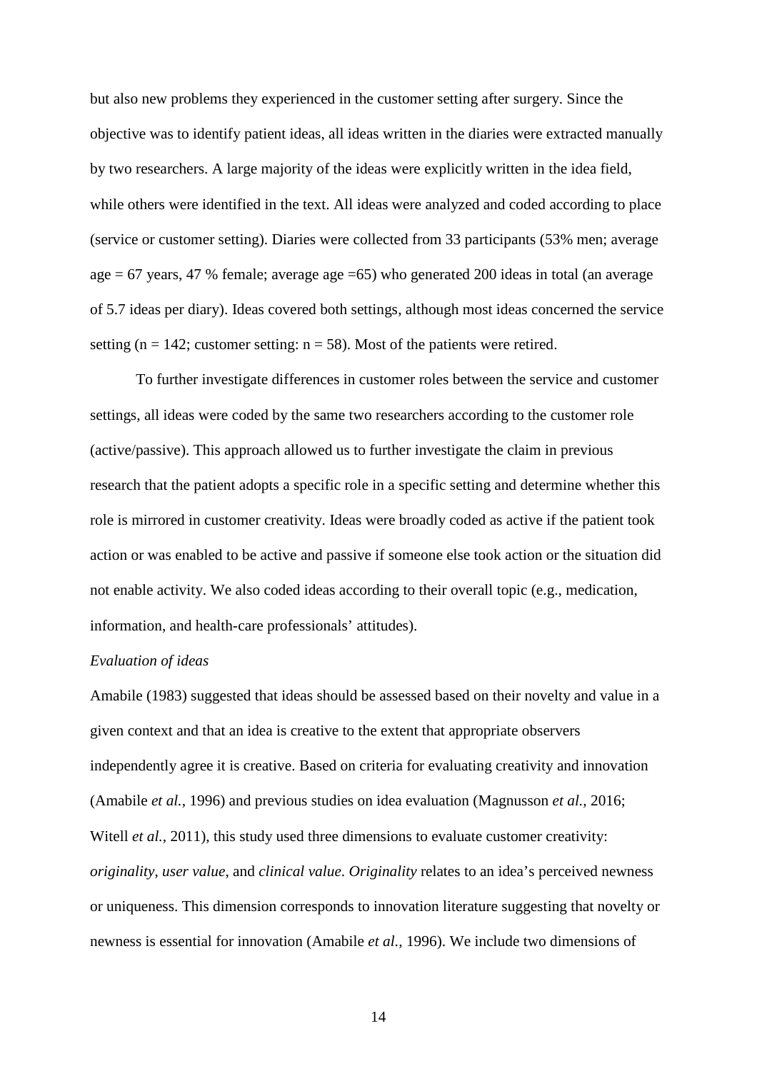but also new problems they experienced in the customer setting after surgery. Since the objective was to identify patient ideas, all ideas written in the diaries were extracted manually by two researchers. A large majority of the ideas were explicitly written in the idea field, while others were identified in the text. All ideas were analyzed and coded according to place (service or customer setting). Diaries were collected from 33 participants (53% men; average age = 67 years, 47 % female; average age =65) who generated 200 ideas in total (an average of 5.7 ideas per diary). Ideas covered both settings, although most ideas concerned the service setting (n = 142; customer setting: n = 58). Most of the patients were retired.

To further investigate differences in customer roles between the service and customer settings, all ideas were coded by the same two researchers according to the customer role (active/passive). This approach allowed us to further investigate the claim in previous research that the patient adopts a specific role in a specific setting and determine whether this role is mirrored in customer creativity. Ideas were broadly coded as active if the patient took action or was enabled to be active and passive if someone else took action or the situation did not enable activity. We also coded ideas according to their overall topic (e.g., medication, information, and health-care professionals' attitudes).

*Evaluation of ideas*

Amabile (1983) suggested that ideas should be assessed based on their novelty and value in a given context and that an idea is creative to the extent that appropriate observers independently agree it is creative. Based on criteria for evaluating creativity and innovation (Amabile *et al.*, 1996) and previous studies on idea evaluation (Magnusson *et al.*, 2016; Witell *et al.*, 2011), this study used three dimensions to evaluate customer creativity: *originality*, *user value*, and *clinical value*. *Originality* relates to an idea's perceived newness or uniqueness. This dimension corresponds to innovation literature suggesting that novelty or newness is essential for innovation (Amabile *et al.*, 1996). We include two dimensions of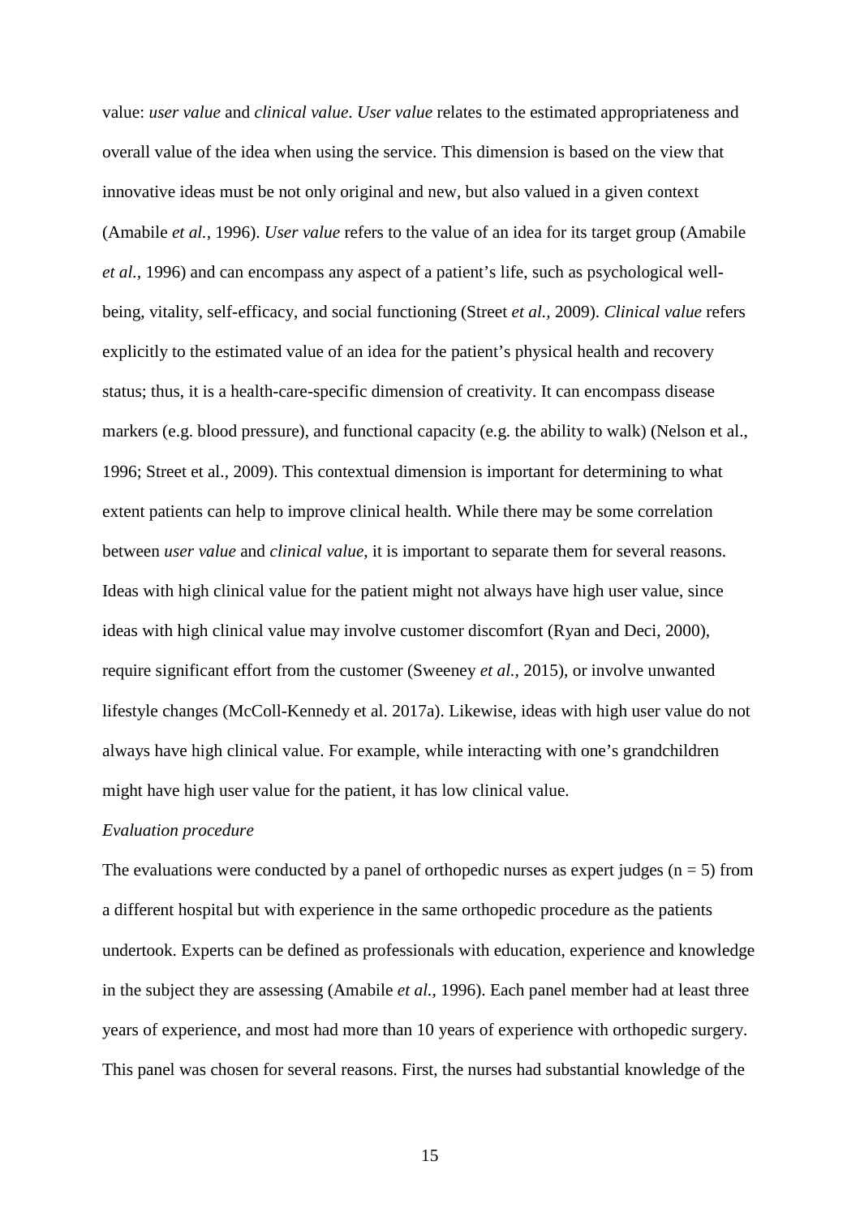value: *user value* and *clinical value*. *User value* relates to the estimated appropriateness and overall value of the idea when using the service. This dimension is based on the view that innovative ideas must be not only original and new, but also valued in a given context (Amabile *et al.,* 1996). *User value* refers to the value of an idea for its target group (Amabile *et al.,* 1996) and can encompass any aspect of a patient's life, such as psychological well-being, vitality, self-efficacy, and social functioning (Street *et al.,* 2009). *Clinical value* refers explicitly to the estimated value of an idea for the patient's physical health and recovery status; thus, it is a health-care-specific dimension of creativity. It can encompass disease markers (e.g. blood pressure), and functional capacity (e.g. the ability to walk) (Nelson et al., 1996; Street et al., 2009). This contextual dimension is important for determining to what extent patients can help to improve clinical health. While there may be some correlation between *user value* and *clinical value*, it is important to separate them for several reasons. Ideas with high clinical value for the patient might not always have high user value, since ideas with high clinical value may involve customer discomfort (Ryan and Deci, 2000), require significant effort from the customer (Sweeney *et al.,* 2015), or involve unwanted lifestyle changes (McColl-Kennedy et al. 2017a). Likewise, ideas with high user value do not always have high clinical value. For example, while interacting with one's grandchildren might have high user value for the patient, it has low clinical value.

*Evaluation procedure*

The evaluations were conducted by a panel of orthopedic nurses as expert judges ($n = 5$) from a different hospital but with experience in the same orthopedic procedure as the patients undertook. Experts can be defined as professionals with education, experience and knowledge in the subject they are assessing (Amabile *et al.,* 1996). Each panel member had at least three years of experience, and most had more than 10 years of experience with orthopedic surgery. This panel was chosen for several reasons. First, the nurses had substantial knowledge of the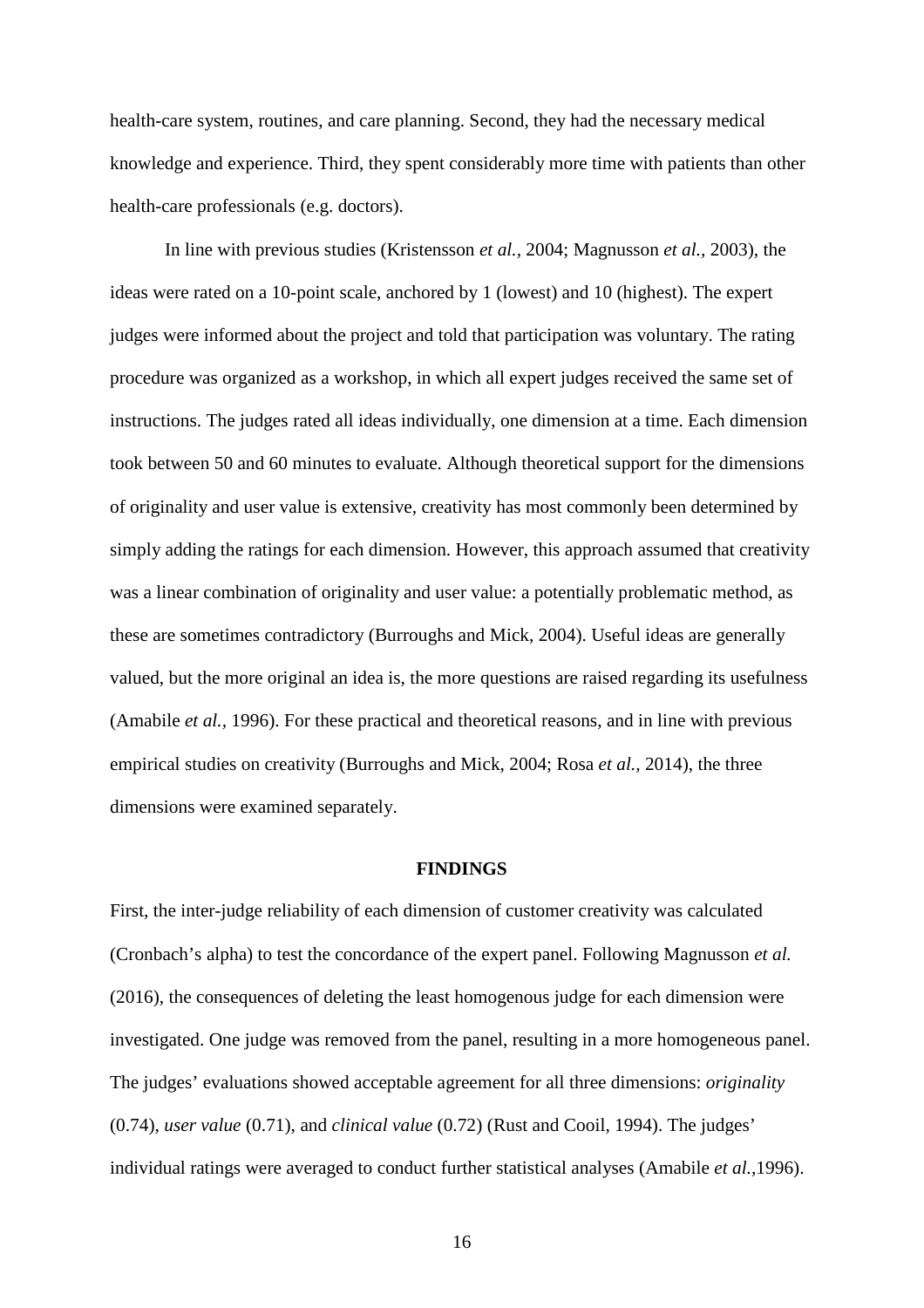health-care system, routines, and care planning. Second, they had the necessary medical knowledge and experience. Third, they spent considerably more time with patients than other health-care professionals (e.g. doctors).

In line with previous studies (Kristensson *et al.,* 2004; Magnusson *et al.,* 2003), the ideas were rated on a 10-point scale, anchored by 1 (lowest) and 10 (highest). The expert judges were informed about the project and told that participation was voluntary. The rating procedure was organized as a workshop, in which all expert judges received the same set of instructions. The judges rated all ideas individually, one dimension at a time. Each dimension took between 50 and 60 minutes to evaluate. Although theoretical support for the dimensions of originality and user value is extensive, creativity has most commonly been determined by simply adding the ratings for each dimension. However, this approach assumed that creativity was a linear combination of originality and user value: a potentially problematic method, as these are sometimes contradictory (Burroughs and Mick, 2004). Useful ideas are generally valued, but the more original an idea is, the more questions are raised regarding its usefulness (Amabile *et al.,* 1996). For these practical and theoretical reasons, and in line with previous empirical studies on creativity (Burroughs and Mick, 2004; Rosa *et al.,* 2014), the three dimensions were examined separately.

## FINDINGS

First, the inter-judge reliability of each dimension of customer creativity was calculated (Cronbach's alpha) to test the concordance of the expert panel. Following Magnusson *et al.* (2016), the consequences of deleting the least homogenous judge for each dimension were investigated. One judge was removed from the panel, resulting in a more homogeneous panel. The judges' evaluations showed acceptable agreement for all three dimensions: *originality* (0.74), *user value* (0.71), and *clinical value* (0.72) (Rust and Cooil, 1994). The judges' individual ratings were averaged to conduct further statistical analyses (Amabile *et al.,*1996).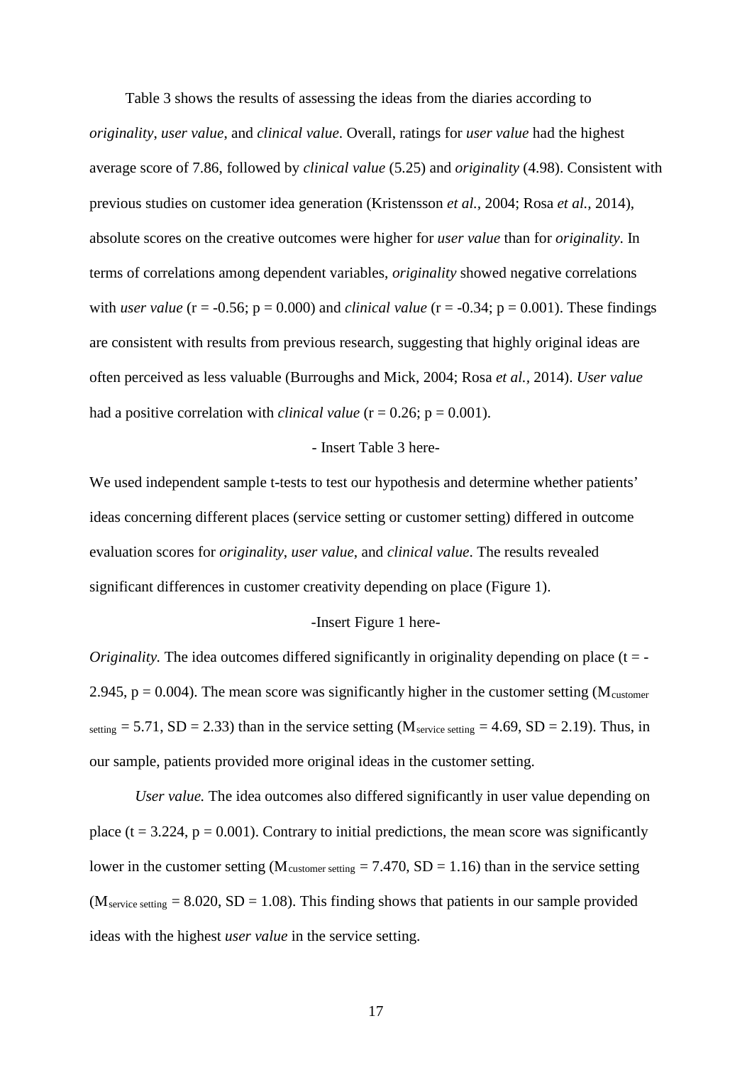Table 3 shows the results of assessing the ideas from the diaries according to *originality*, *user value*, and *clinical value*. Overall, ratings for *user value* had the highest average score of 7.86, followed by *clinical value* (5.25) and *originality* (4.98). Consistent with previous studies on customer idea generation (Kristensson *et al.,* 2004; Rosa *et al.*, 2014), absolute scores on the creative outcomes were higher for *user value* than for *originality*. In terms of correlations among dependent variables, *originality* showed negative correlations with *user value* ($r = -0.56$; $p = 0.000$) and *clinical value* ($r = -0.34$; $p = 0.001$). These findings are consistent with results from previous research, suggesting that highly original ideas are often perceived as less valuable (Burroughs and Mick, 2004; Rosa *et al.*, 2014). *User value* had a positive correlation with *clinical value* ($r = 0.26$; $p = 0.001$).

- Insert Table 3 here-

We used independent sample t-tests to test our hypothesis and determine whether patients' ideas concerning different places (service setting or customer setting) differed in outcome evaluation scores for *originality*, *user value*, and *clinical value*. The results revealed significant differences in customer creativity depending on place (Figure 1).

-Insert Figure 1 here-

*Originality.* The idea outcomes differed significantly in originality depending on place ($t = -2.945$, $p = 0.004$). The mean score was significantly higher in the customer setting ($M_{customer\ setting} = 5.71$, $SD = 2.33$) than in the service setting ($M_{service\ setting} = 4.69$, $SD = 2.19$). Thus, in our sample, patients provided more original ideas in the customer setting.

*User value.* The idea outcomes also differed significantly in user value depending on place ($t = 3.224$, $p = 0.001$). Contrary to initial predictions, the mean score was significantly lower in the customer setting ($M_{customer\ setting} = 7.470$, $SD = 1.16$) than in the service setting ($M_{service\ setting} = 8.020$, $SD = 1.08$). This finding shows that patients in our sample provided ideas with the highest *user value* in the service setting.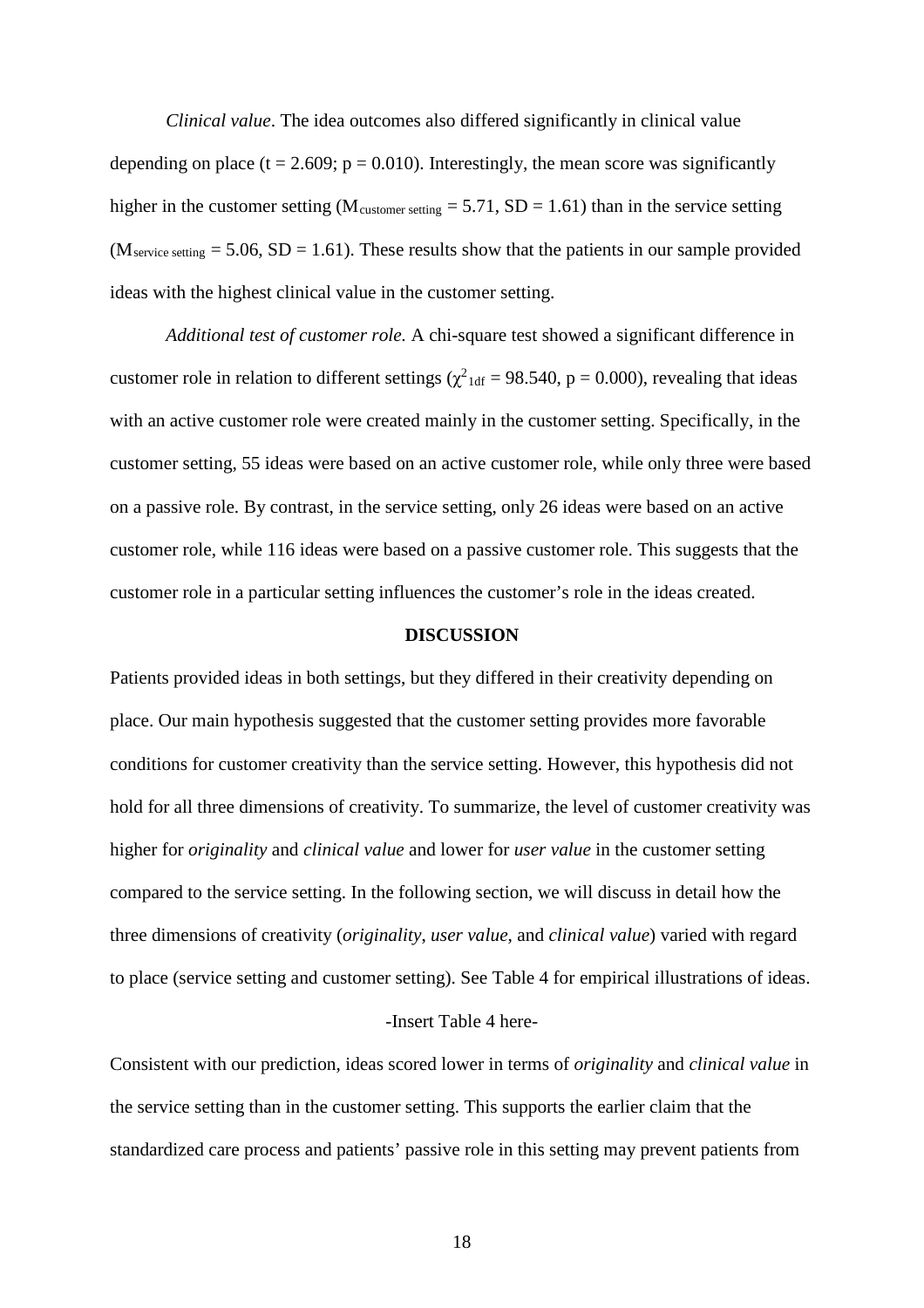*Clinical value*. The idea outcomes also differed significantly in clinical value depending on place ($t = 2.609$; $p = 0.010$). Interestingly, the mean score was significantly higher in the customer setting ($M_{customer\ setting} = 5.71$, $SD = 1.61$) than in the service setting ($M_{service\ setting} = 5.06$, $SD = 1.61$). These results show that the patients in our sample provided ideas with the highest clinical value in the customer setting.

*Additional test of customer role.* A chi-square test showed a significant difference in customer role in relation to different settings ($\chi^2_{1df} = 98.540$, $p = 0.000$), revealing that ideas with an active customer role were created mainly in the customer setting. Specifically, in the customer setting, 55 ideas were based on an active customer role, while only three were based on a passive role. By contrast, in the service setting, only 26 ideas were based on an active customer role, while 116 ideas were based on a passive customer role. This suggests that the customer role in a particular setting influences the customer's role in the ideas created.

## DISCUSSION

Patients provided ideas in both settings, but they differed in their creativity depending on place. Our main hypothesis suggested that the customer setting provides more favorable conditions for customer creativity than the service setting. However, this hypothesis did not hold for all three dimensions of creativity. To summarize, the level of customer creativity was higher for *originality* and *clinical value* and lower for *user value* in the customer setting compared to the service setting. In the following section, we will discuss in detail how the three dimensions of creativity (*originality*, *user value*, and *clinical value*) varied with regard to place (service setting and customer setting). See Table 4 for empirical illustrations of ideas.

-Insert Table 4 here-

Consistent with our prediction, ideas scored lower in terms of *originality* and *clinical value* in the service setting than in the customer setting. This supports the earlier claim that the standardized care process and patients' passive role in this setting may prevent patients from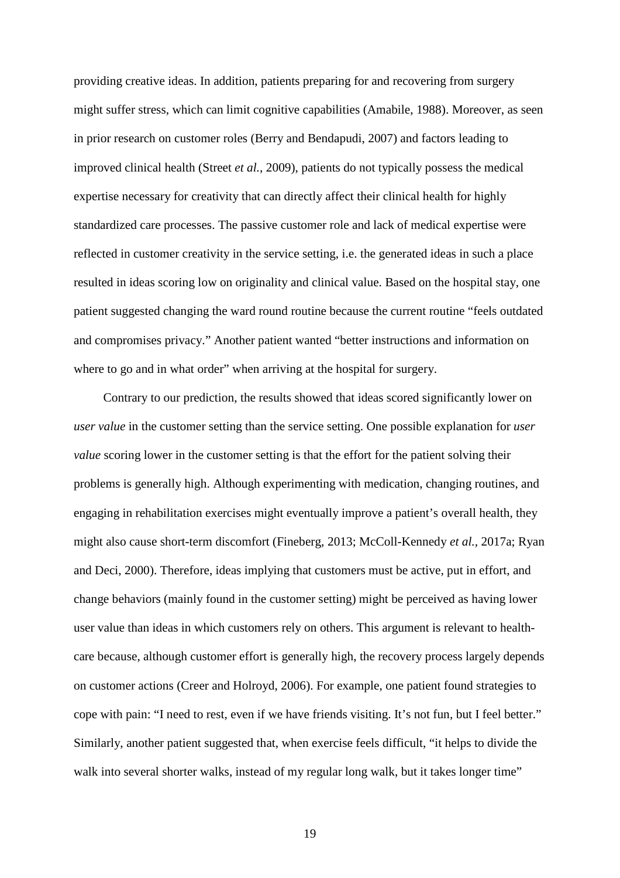providing creative ideas. In addition, patients preparing for and recovering from surgery might suffer stress, which can limit cognitive capabilities (Amabile, 1988). Moreover, as seen in prior research on customer roles (Berry and Bendapudi, 2007) and factors leading to improved clinical health (Street *et al.,* 2009), patients do not typically possess the medical expertise necessary for creativity that can directly affect their clinical health for highly standardized care processes. The passive customer role and lack of medical expertise were reflected in customer creativity in the service setting, i.e. the generated ideas in such a place resulted in ideas scoring low on originality and clinical value. Based on the hospital stay, one patient suggested changing the ward round routine because the current routine "feels outdated and compromises privacy." Another patient wanted "better instructions and information on where to go and in what order" when arriving at the hospital for surgery.

Contrary to our prediction, the results showed that ideas scored significantly lower on *user value* in the customer setting than the service setting. One possible explanation for *user value* scoring lower in the customer setting is that the effort for the patient solving their problems is generally high. Although experimenting with medication, changing routines, and engaging in rehabilitation exercises might eventually improve a patient's overall health, they might also cause short-term discomfort (Fineberg, 2013; McColl-Kennedy *et al.,* 2017a; Ryan and Deci, 2000). Therefore, ideas implying that customers must be active, put in effort, and change behaviors (mainly found in the customer setting) might be perceived as having lower user value than ideas in which customers rely on others. This argument is relevant to health-care because, although customer effort is generally high, the recovery process largely depends on customer actions (Creer and Holroyd, 2006). For example, one patient found strategies to cope with pain: "I need to rest, even if we have friends visiting. It's not fun, but I feel better." Similarly, another patient suggested that, when exercise feels difficult, "it helps to divide the walk into several shorter walks, instead of my regular long walk, but it takes longer time"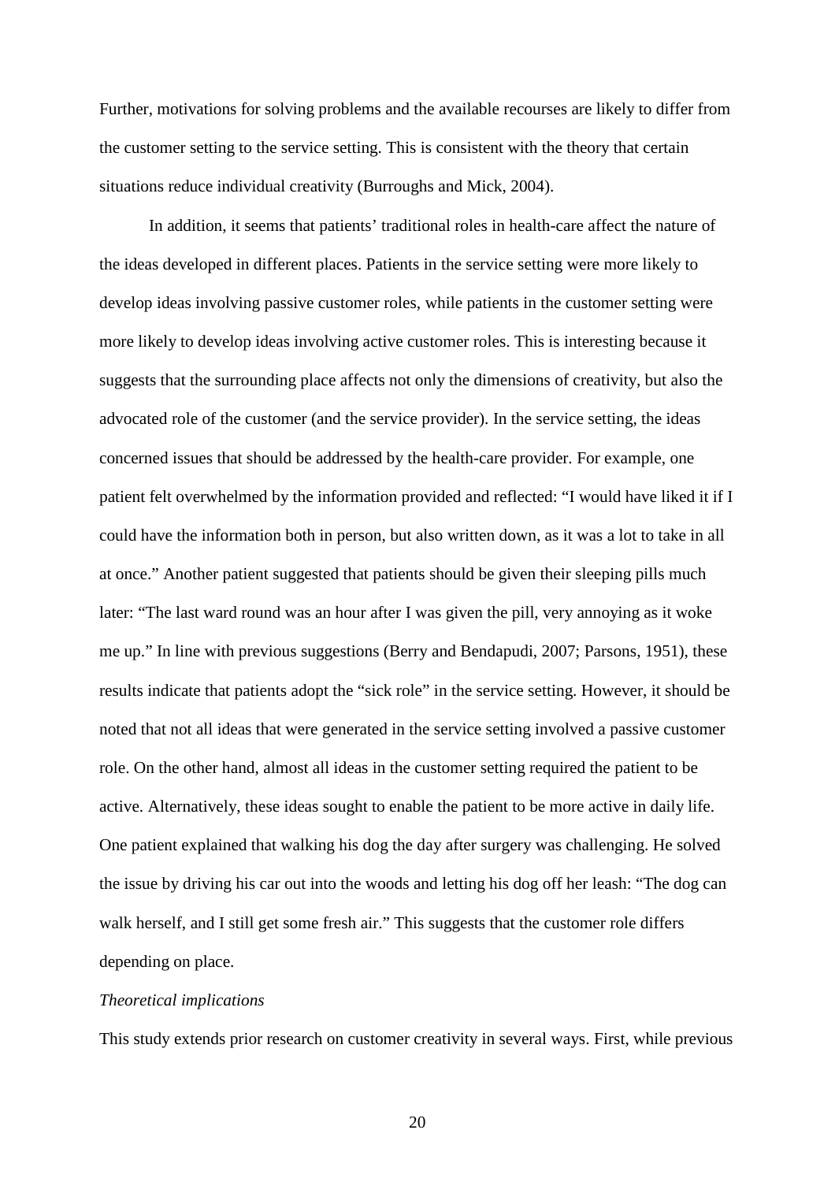Further, motivations for solving problems and the available recourses are likely to differ from the customer setting to the service setting. This is consistent with the theory that certain situations reduce individual creativity (Burroughs and Mick, 2004).

In addition, it seems that patients' traditional roles in health-care affect the nature of the ideas developed in different places. Patients in the service setting were more likely to develop ideas involving passive customer roles, while patients in the customer setting were more likely to develop ideas involving active customer roles. This is interesting because it suggests that the surrounding place affects not only the dimensions of creativity, but also the advocated role of the customer (and the service provider). In the service setting, the ideas concerned issues that should be addressed by the health-care provider. For example, one patient felt overwhelmed by the information provided and reflected: "I would have liked it if I could have the information both in person, but also written down, as it was a lot to take in all at once." Another patient suggested that patients should be given their sleeping pills much later: "The last ward round was an hour after I was given the pill, very annoying as it woke me up." In line with previous suggestions (Berry and Bendapudi, 2007; Parsons, 1951), these results indicate that patients adopt the "sick role" in the service setting. However, it should be noted that not all ideas that were generated in the service setting involved a passive customer role. On the other hand, almost all ideas in the customer setting required the patient to be active. Alternatively, these ideas sought to enable the patient to be more active in daily life. One patient explained that walking his dog the day after surgery was challenging. He solved the issue by driving his car out into the woods and letting his dog off her leash: "The dog can walk herself, and I still get some fresh air." This suggests that the customer role differs depending on place.

*Theoretical implications*

This study extends prior research on customer creativity in several ways. First, while previous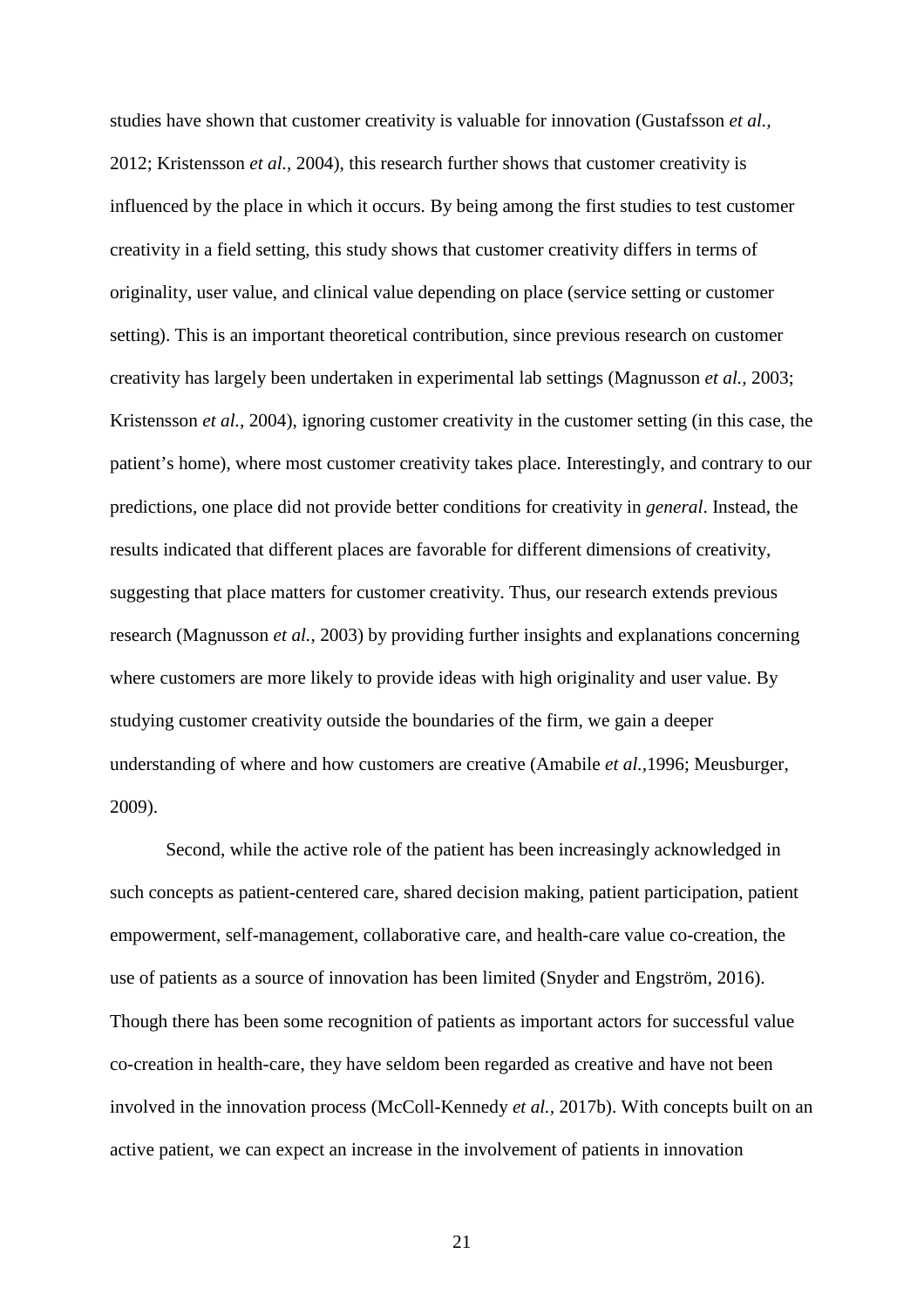studies have shown that customer creativity is valuable for innovation (Gustafsson *et al.,* 2012; Kristensson *et al.,* 2004), this research further shows that customer creativity is influenced by the place in which it occurs. By being among the first studies to test customer creativity in a field setting, this study shows that customer creativity differs in terms of originality, user value, and clinical value depending on place (service setting or customer setting). This is an important theoretical contribution, since previous research on customer creativity has largely been undertaken in experimental lab settings (Magnusson *et al.,* 2003; Kristensson *et al.,* 2004), ignoring customer creativity in the customer setting (in this case, the patient's home), where most customer creativity takes place. Interestingly, and contrary to our predictions, one place did not provide better conditions for creativity in *general*. Instead, the results indicated that different places are favorable for different dimensions of creativity, suggesting that place matters for customer creativity. Thus, our research extends previous research (Magnusson *et al.,* 2003) by providing further insights and explanations concerning where customers are more likely to provide ideas with high originality and user value. By studying customer creativity outside the boundaries of the firm, we gain a deeper understanding of where and how customers are creative (Amabile *et al.,*1996; Meusburger, 2009).

Second, while the active role of the patient has been increasingly acknowledged in such concepts as patient-centered care, shared decision making, patient participation, patient empowerment, self-management, collaborative care, and health-care value co-creation, the use of patients as a source of innovation has been limited (Snyder and Engström, 2016). Though there has been some recognition of patients as important actors for successful value co-creation in health-care, they have seldom been regarded as creative and have not been involved in the innovation process (McColl-Kennedy *et al.,* 2017b). With concepts built on an active patient, we can expect an increase in the involvement of patients in innovation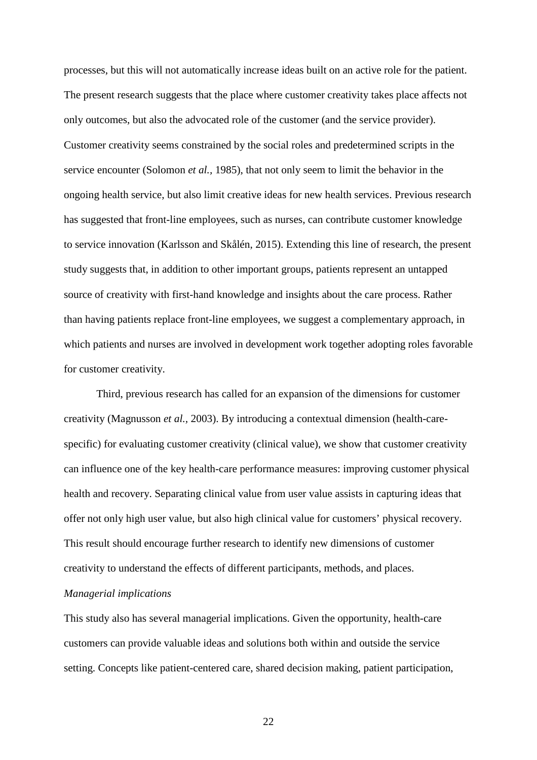processes, but this will not automatically increase ideas built on an active role for the patient. The present research suggests that the place where customer creativity takes place affects not only outcomes, but also the advocated role of the customer (and the service provider). Customer creativity seems constrained by the social roles and predetermined scripts in the service encounter (Solomon *et al.*, 1985), that not only seem to limit the behavior in the ongoing health service, but also limit creative ideas for new health services. Previous research has suggested that front-line employees, such as nurses, can contribute customer knowledge to service innovation (Karlsson and Skålén, 2015). Extending this line of research, the present study suggests that, in addition to other important groups, patients represent an untapped source of creativity with first-hand knowledge and insights about the care process. Rather than having patients replace front-line employees, we suggest a complementary approach, in which patients and nurses are involved in development work together adopting roles favorable for customer creativity.

Third, previous research has called for an expansion of the dimensions for customer creativity (Magnusson *et al.*, 2003). By introducing a contextual dimension (health-care-specific) for evaluating customer creativity (clinical value), we show that customer creativity can influence one of the key health-care performance measures: improving customer physical health and recovery. Separating clinical value from user value assists in capturing ideas that offer not only high user value, but also high clinical value for customers' physical recovery. This result should encourage further research to identify new dimensions of customer creativity to understand the effects of different participants, methods, and places.

*Managerial implications*

This study also has several managerial implications. Given the opportunity, health-care customers can provide valuable ideas and solutions both within and outside the service setting. Concepts like patient-centered care, shared decision making, patient participation,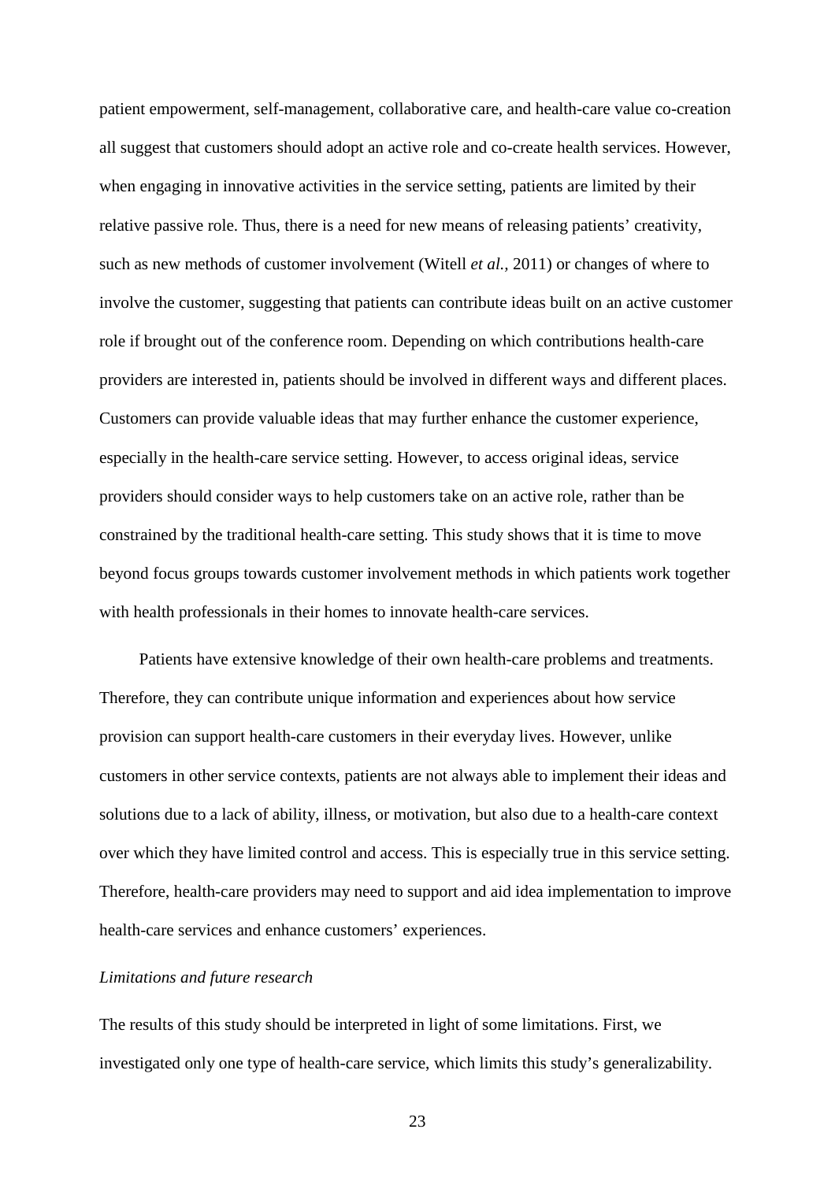patient empowerment, self-management, collaborative care, and health-care value co-creation all suggest that customers should adopt an active role and co-create health services. However, when engaging in innovative activities in the service setting, patients are limited by their relative passive role. Thus, there is a need for new means of releasing patients' creativity, such as new methods of customer involvement (Witell *et al.*, 2011) or changes of where to involve the customer, suggesting that patients can contribute ideas built on an active customer role if brought out of the conference room. Depending on which contributions health-care providers are interested in, patients should be involved in different ways and different places. Customers can provide valuable ideas that may further enhance the customer experience, especially in the health-care service setting. However, to access original ideas, service providers should consider ways to help customers take on an active role, rather than be constrained by the traditional health-care setting. This study shows that it is time to move beyond focus groups towards customer involvement methods in which patients work together with health professionals in their homes to innovate health-care services.

Patients have extensive knowledge of their own health-care problems and treatments. Therefore, they can contribute unique information and experiences about how service provision can support health-care customers in their everyday lives. However, unlike customers in other service contexts, patients are not always able to implement their ideas and solutions due to a lack of ability, illness, or motivation, but also due to a health-care context over which they have limited control and access. This is especially true in this service setting. Therefore, health-care providers may need to support and aid idea implementation to improve health-care services and enhance customers' experiences.

*Limitations and future research*

The results of this study should be interpreted in light of some limitations. First, we investigated only one type of health-care service, which limits this study's generalizability.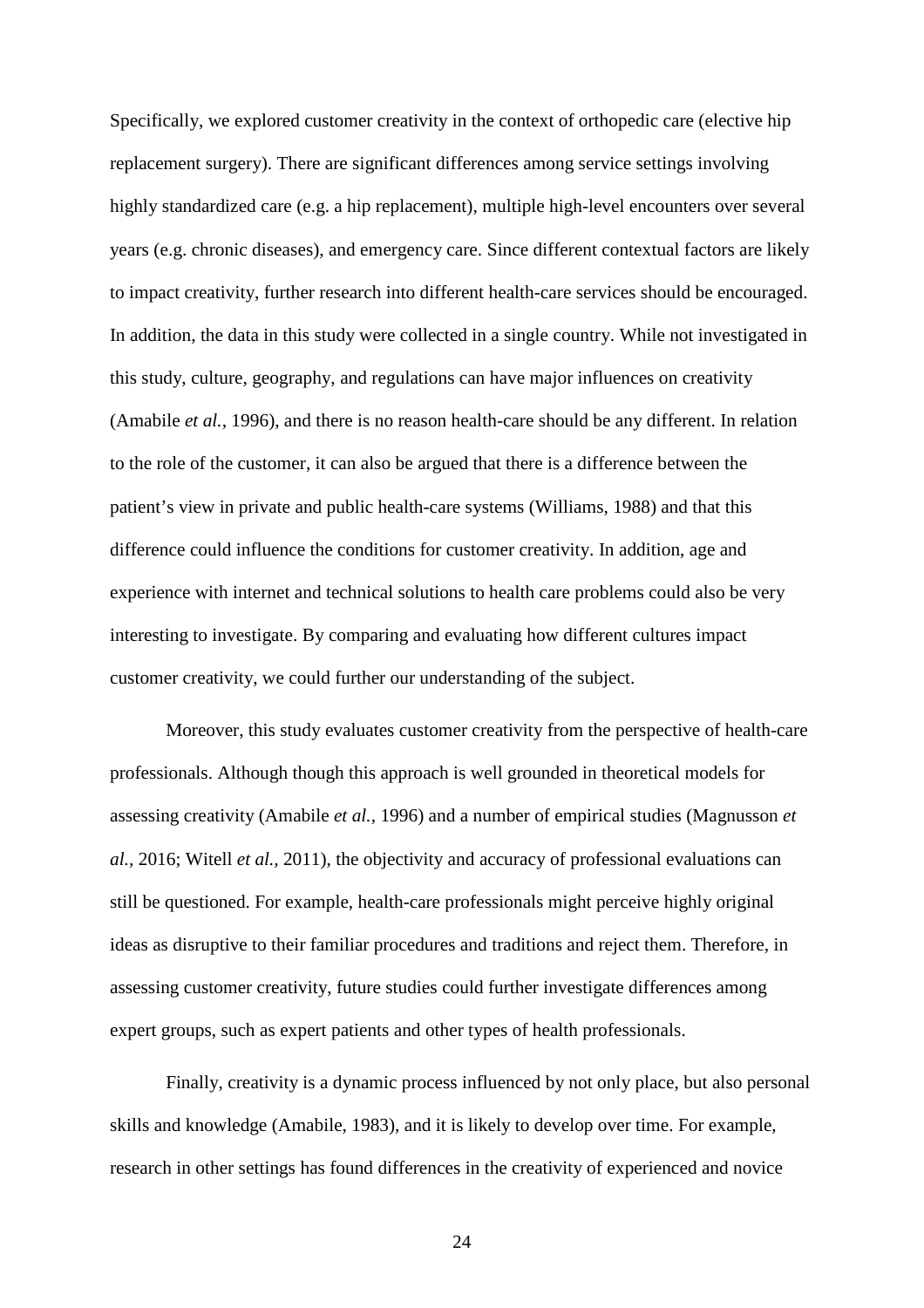Specifically, we explored customer creativity in the context of orthopedic care (elective hip replacement surgery). There are significant differences among service settings involving highly standardized care (e.g. a hip replacement), multiple high-level encounters over several years (e.g. chronic diseases), and emergency care. Since different contextual factors are likely to impact creativity, further research into different health-care services should be encouraged. In addition, the data in this study were collected in a single country. While not investigated in this study, culture, geography, and regulations can have major influences on creativity (Amabile *et al.*, 1996), and there is no reason health-care should be any different. In relation to the role of the customer, it can also be argued that there is a difference between the patient's view in private and public health-care systems (Williams, 1988) and that this difference could influence the conditions for customer creativity. In addition, age and experience with internet and technical solutions to health care problems could also be very interesting to investigate. By comparing and evaluating how different cultures impact customer creativity, we could further our understanding of the subject.

Moreover, this study evaluates customer creativity from the perspective of health-care professionals. Although though this approach is well grounded in theoretical models for assessing creativity (Amabile *et al.*, 1996) and a number of empirical studies (Magnusson *et al.,* 2016; Witell *et al.,* 2011), the objectivity and accuracy of professional evaluations can still be questioned. For example, health-care professionals might perceive highly original ideas as disruptive to their familiar procedures and traditions and reject them. Therefore, in assessing customer creativity, future studies could further investigate differences among expert groups, such as expert patients and other types of health professionals.

Finally, creativity is a dynamic process influenced by not only place, but also personal skills and knowledge (Amabile, 1983), and it is likely to develop over time. For example, research in other settings has found differences in the creativity of experienced and novice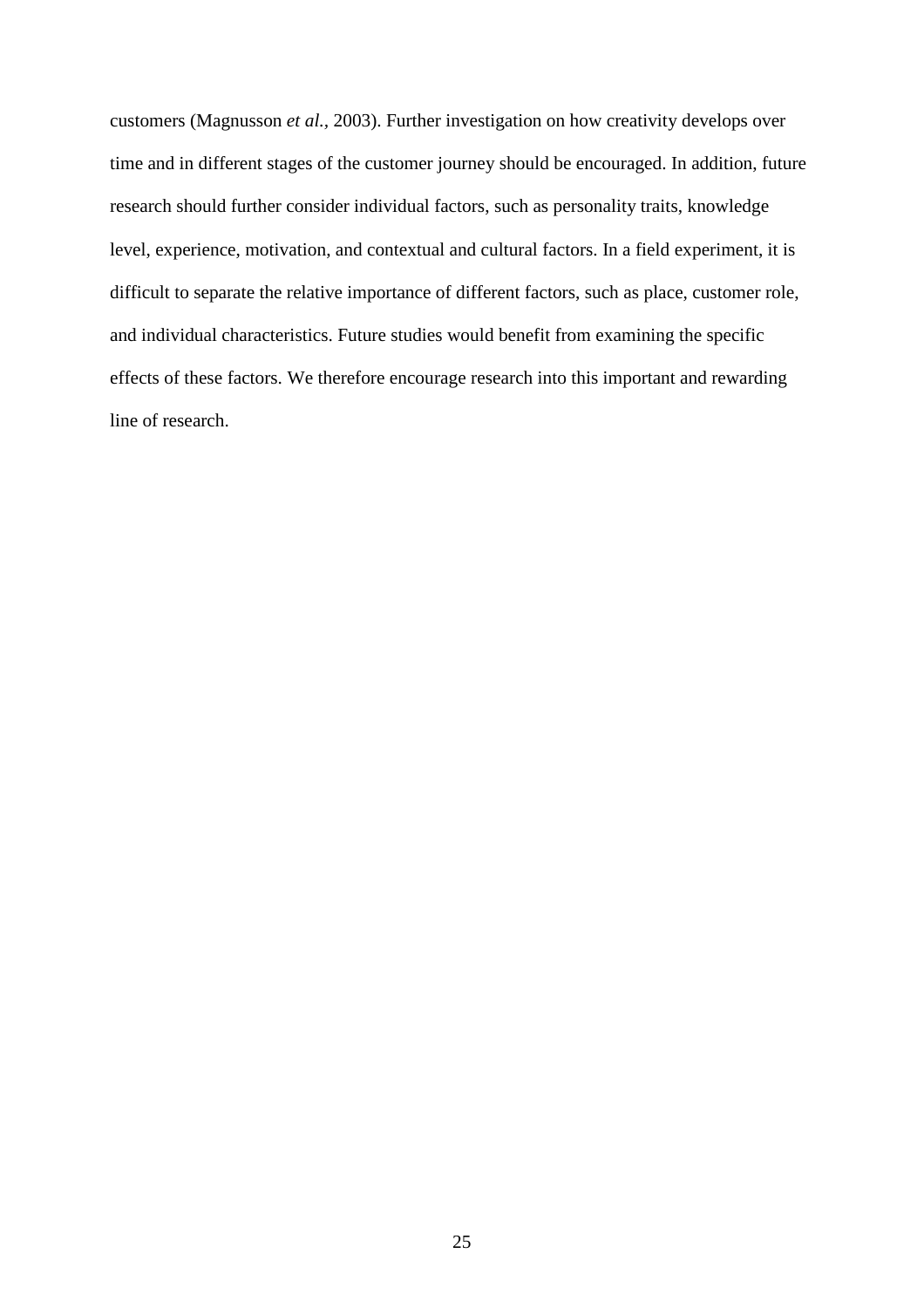customers (Magnusson *et al.*, 2003). Further investigation on how creativity develops over time and in different stages of the customer journey should be encouraged. In addition, future research should further consider individual factors, such as personality traits, knowledge level, experience, motivation, and contextual and cultural factors. In a field experiment, it is difficult to separate the relative importance of different factors, such as place, customer role, and individual characteristics. Future studies would benefit from examining the specific effects of these factors. We therefore encourage research into this important and rewarding line of research.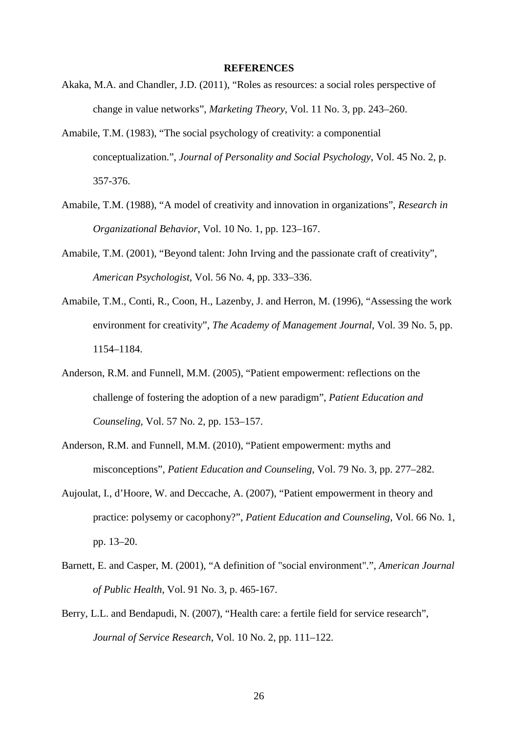**REFERENCES**

Akaka, M.A. and Chandler, J.D. (2011), “Roles as resources: a social roles perspective of change in value networks”, *Marketing Theory*, Vol. 11 No. 3, pp. 243–260.

Amabile, T.M. (1983), “The social psychology of creativity: a componential conceptualization.”, *Journal of Personality and Social Psychology*, Vol. 45 No. 2, p. 357-376.

Amabile, T.M. (1988), “A model of creativity and innovation in organizations”, *Research in Organizational Behavior*, Vol. 10 No. 1, pp. 123–167.

Amabile, T.M. (2001), “Beyond talent: John Irving and the passionate craft of creativity”, *American Psychologist*, Vol. 56 No. 4, pp. 333–336.

Amabile, T.M., Conti, R., Coon, H., Lazenby, J. and Herron, M. (1996), “Assessing the work environment for creativity”, *The Academy of Management Journal*, Vol. 39 No. 5, pp. 1154–1184.

Anderson, R.M. and Funnell, M.M. (2005), “Patient empowerment: reflections on the challenge of fostering the adoption of a new paradigm”, *Patient Education and Counseling*, Vol. 57 No. 2, pp. 153–157.

Anderson, R.M. and Funnell, M.M. (2010), “Patient empowerment: myths and misconceptions”, *Patient Education and Counseling*, Vol. 79 No. 3, pp. 277–282.

Aujoulat, I., d’Hoore, W. and Deccache, A. (2007), “Patient empowerment in theory and practice: polysemy or cacophony?”, *Patient Education and Counseling*, Vol. 66 No. 1, pp. 13–20.

Barnett, E. and Casper, M. (2001), “A definition of "social environment".”, *American Journal of Public Health*, Vol. 91 No. 3, p. 465-167.

Berry, L.L. and Bendapudi, N. (2007), “Health care: a fertile field for service research”, *Journal of Service Research*, Vol. 10 No. 2, pp. 111–122.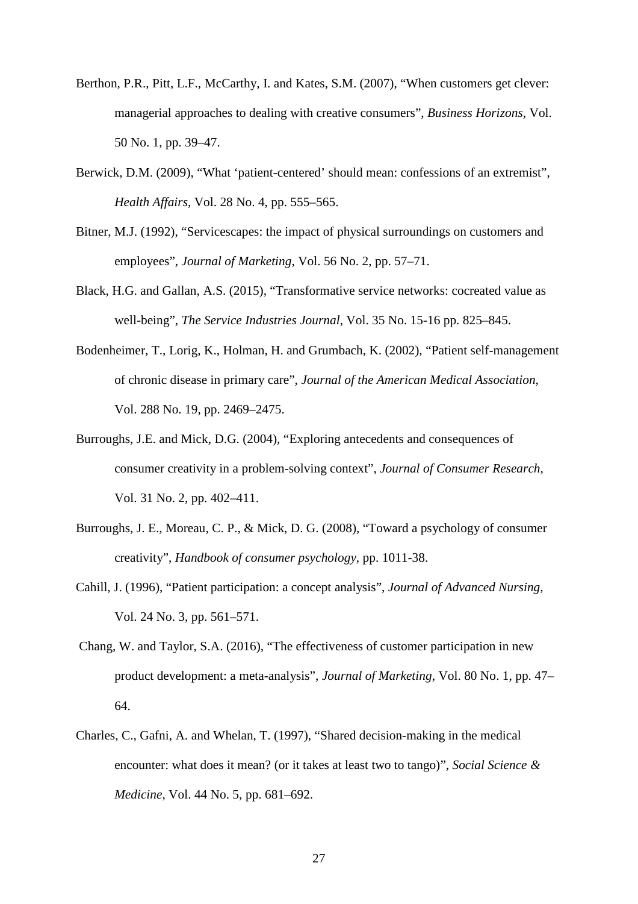Berthon, P.R., Pitt, L.F., McCarthy, I. and Kates, S.M. (2007), "When customers get clever: managerial approaches to dealing with creative consumers", *Business Horizons*, Vol. 50 No. 1, pp. 39–47.

Berwick, D.M. (2009), "What 'patient-centered' should mean: confessions of an extremist", *Health Affairs*, Vol. 28 No. 4, pp. 555–565.

Bitner, M.J. (1992), "Servicescapes: the impact of physical surroundings on customers and employees", *Journal of Marketing*, Vol. 56 No. 2, pp. 57–71.

Black, H.G. and Gallan, A.S. (2015), "Transformative service networks: cocreated value as well-being", *The Service Industries Journal*, Vol. 35 No. 15-16 pp. 825–845.

Bodenheimer, T., Lorig, K., Holman, H. and Grumbach, K. (2002), "Patient self-management of chronic disease in primary care", *Journal of the American Medical Association*, Vol. 288 No. 19, pp. 2469–2475.

Burroughs, J.E. and Mick, D.G. (2004), "Exploring antecedents and consequences of consumer creativity in a problem-solving context", *Journal of Consumer Research*, Vol. 31 No. 2, pp. 402–411.

Burroughs, J. E., Moreau, C. P., & Mick, D. G. (2008), "Toward a psychology of consumer creativity", *Handbook of consumer psychology*, pp. 1011-38.

Cahill, J. (1996), "Patient participation: a concept analysis", *Journal of Advanced Nursing*, Vol. 24 No. 3, pp. 561–571.

Chang, W. and Taylor, S.A. (2016), "The effectiveness of customer participation in new product development: a meta-analysis", *Journal of Marketing*, Vol. 80 No. 1, pp. 47–64.

Charles, C., Gafni, A. and Whelan, T. (1997), "Shared decision-making in the medical encounter: what does it mean? (or it takes at least two to tango)", *Social Science & Medicine*, Vol. 44 No. 5, pp. 681–692.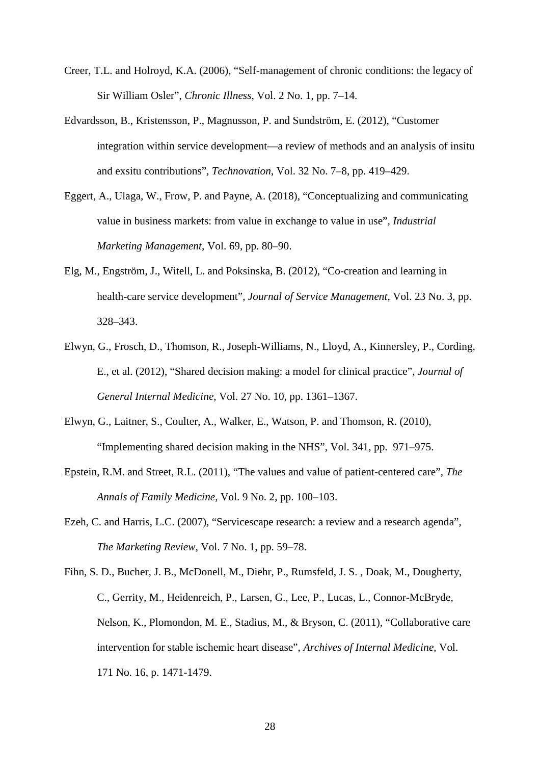Creer, T.L. and Holroyd, K.A. (2006), “Self-management of chronic conditions: the legacy of Sir William Osler”, *Chronic Illness*, Vol. 2 No. 1, pp. 7–14.

Edvardsson, B., Kristensson, P., Magnusson, P. and Sundström, E. (2012), “Customer integration within service development—a review of methods and an analysis of insitu and exsitu contributions”, *Technovation*, Vol. 32 No. 7–8, pp. 419–429.

Eggert, A., Ulaga, W., Frow, P. and Payne, A. (2018), “Conceptualizing and communicating value in business markets: from value in exchange to value in use”, *Industrial Marketing Management*, Vol. 69, pp. 80–90.

Elg, M., Engström, J., Witell, L. and Poksinska, B. (2012), “Co-creation and learning in health-care service development”, *Journal of Service Management*, Vol. 23 No. 3, pp. 328–343.

Elwyn, G., Frosch, D., Thomson, R., Joseph-Williams, N., Lloyd, A., Kinnersley, P., Cording, E., et al. (2012), “Shared decision making: a model for clinical practice”, *Journal of General Internal Medicine*, Vol. 27 No. 10, pp. 1361–1367.

Elwyn, G., Laitner, S., Coulter, A., Walker, E., Watson, P. and Thomson, R. (2010), “Implementing shared decision making in the NHS”, Vol. 341, pp. 971–975.

Epstein, R.M. and Street, R.L. (2011), “The values and value of patient-centered care”, *The Annals of Family Medicine*, Vol. 9 No. 2, pp. 100–103.

Ezeh, C. and Harris, L.C. (2007), “Servicescape research: a review and a research agenda”, *The Marketing Review*, Vol. 7 No. 1, pp. 59–78.

Fihn, S. D., Bucher, J. B., McDonell, M., Diehr, P., Rumsfeld, J. S. , Doak, M., Dougherty, C., Gerrity, M., Heidenreich, P., Larsen, G., Lee, P., Lucas, L., Connor-McBryde, Nelson, K., Plomondon, M. E., Stadius, M., & Bryson, C. (2011), “Collaborative care intervention for stable ischemic heart disease”, *Archives of Internal Medicine*, Vol. 171 No. 16, p. 1471-1479.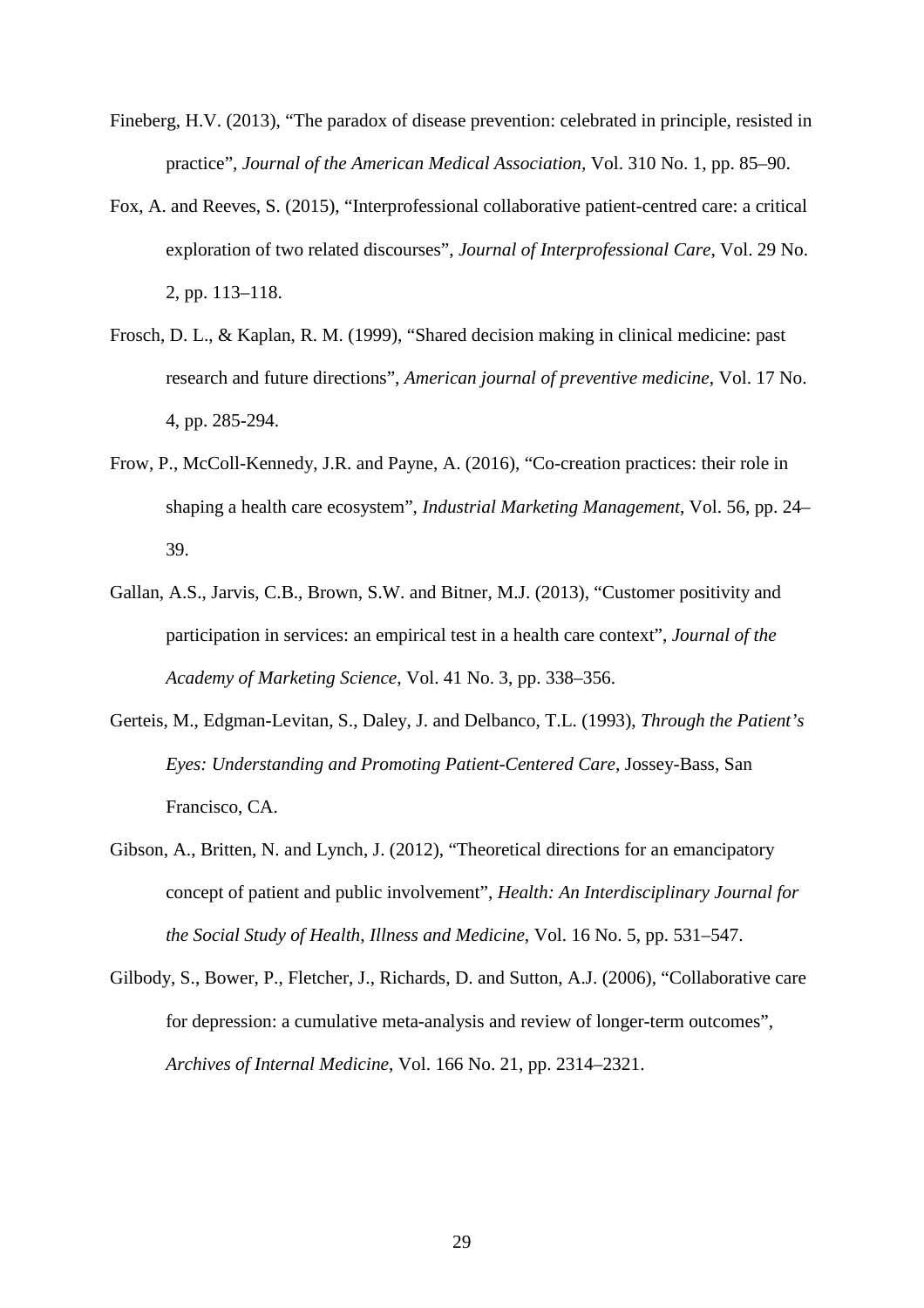Fineberg, H.V. (2013), "The paradox of disease prevention: celebrated in principle, resisted in practice", *Journal of the American Medical Association*, Vol. 310 No. 1, pp. 85–90.

Fox, A. and Reeves, S. (2015), "Interprofessional collaborative patient-centred care: a critical exploration of two related discourses", *Journal of Interprofessional Care*, Vol. 29 No. 2, pp. 113–118.

Frosch, D. L., & Kaplan, R. M. (1999), "Shared decision making in clinical medicine: past research and future directions", *American journal of preventive medicine*, Vol. 17 No. 4, pp. 285-294.

Frow, P., McColl-Kennedy, J.R. and Payne, A. (2016), "Co-creation practices: their role in shaping a health care ecosystem", *Industrial Marketing Management*, Vol. 56, pp. 24–39.

Gallan, A.S., Jarvis, C.B., Brown, S.W. and Bitner, M.J. (2013), "Customer positivity and participation in services: an empirical test in a health care context", *Journal of the Academy of Marketing Science*, Vol. 41 No. 3, pp. 338–356.

Gerteis, M., Edgman-Levitan, S., Daley, J. and Delbanco, T.L. (1993), *Through the Patient's Eyes: Understanding and Promoting Patient-Centered Care*, Jossey-Bass, San Francisco, CA.

Gibson, A., Britten, N. and Lynch, J. (2012), "Theoretical directions for an emancipatory concept of patient and public involvement", *Health: An Interdisciplinary Journal for the Social Study of Health, Illness and Medicine*, Vol. 16 No. 5, pp. 531–547.

Gilbody, S., Bower, P., Fletcher, J., Richards, D. and Sutton, A.J. (2006), "Collaborative care for depression: a cumulative meta-analysis and review of longer-term outcomes", *Archives of Internal Medicine*, Vol. 166 No. 21, pp. 2314–2321.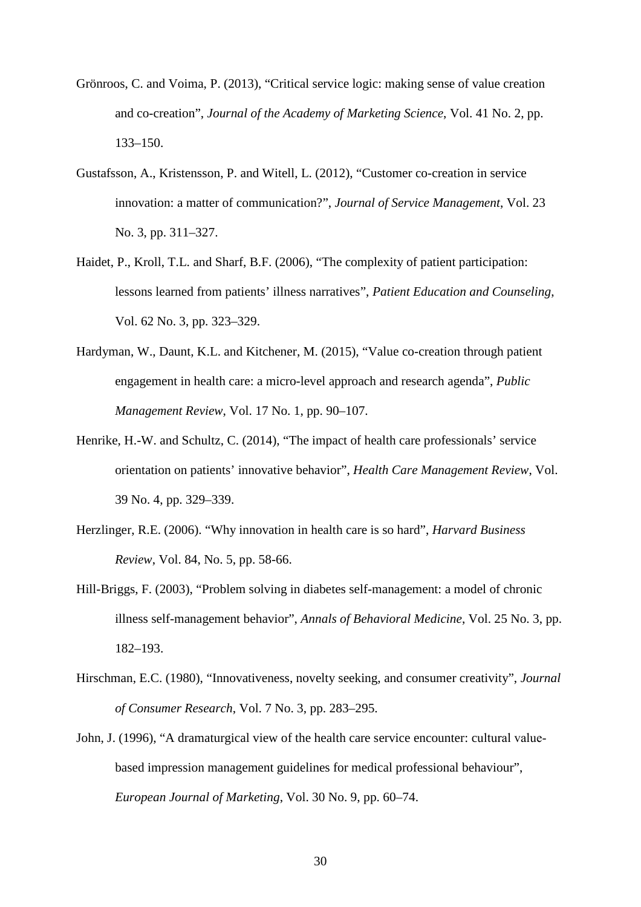Grönroos, C. and Voima, P. (2013), "Critical service logic: making sense of value creation and co-creation", *Journal of the Academy of Marketing Science*, Vol. 41 No. 2, pp. 133–150.

Gustafsson, A., Kristensson, P. and Witell, L. (2012), "Customer co-creation in service innovation: a matter of communication?", *Journal of Service Management*, Vol. 23 No. 3, pp. 311–327.

Haidet, P., Kroll, T.L. and Sharf, B.F. (2006), "The complexity of patient participation: lessons learned from patients' illness narratives", *Patient Education and Counseling*, Vol. 62 No. 3, pp. 323–329.

Hardyman, W., Daunt, K.L. and Kitchener, M. (2015), "Value co-creation through patient engagement in health care: a micro-level approach and research agenda", *Public Management Review*, Vol. 17 No. 1, pp. 90–107.

Henrike, H.-W. and Schultz, C. (2014), "The impact of health care professionals' service orientation on patients' innovative behavior", *Health Care Management Review*, Vol. 39 No. 4, pp. 329–339.

Herzlinger, R.E. (2006). "Why innovation in health care is so hard", *Harvard Business Review*, Vol. 84, No. 5, pp. 58-66.

Hill-Briggs, F. (2003), "Problem solving in diabetes self-management: a model of chronic illness self-management behavior", *Annals of Behavioral Medicine*, Vol. 25 No. 3, pp. 182–193.

Hirschman, E.C. (1980), "Innovativeness, novelty seeking, and consumer creativity", *Journal of Consumer Research*, Vol. 7 No. 3, pp. 283–295.

John, J. (1996), "A dramaturgical view of the health care service encounter: cultural value-based impression management guidelines for medical professional behaviour", *European Journal of Marketing*, Vol. 30 No. 9, pp. 60–74.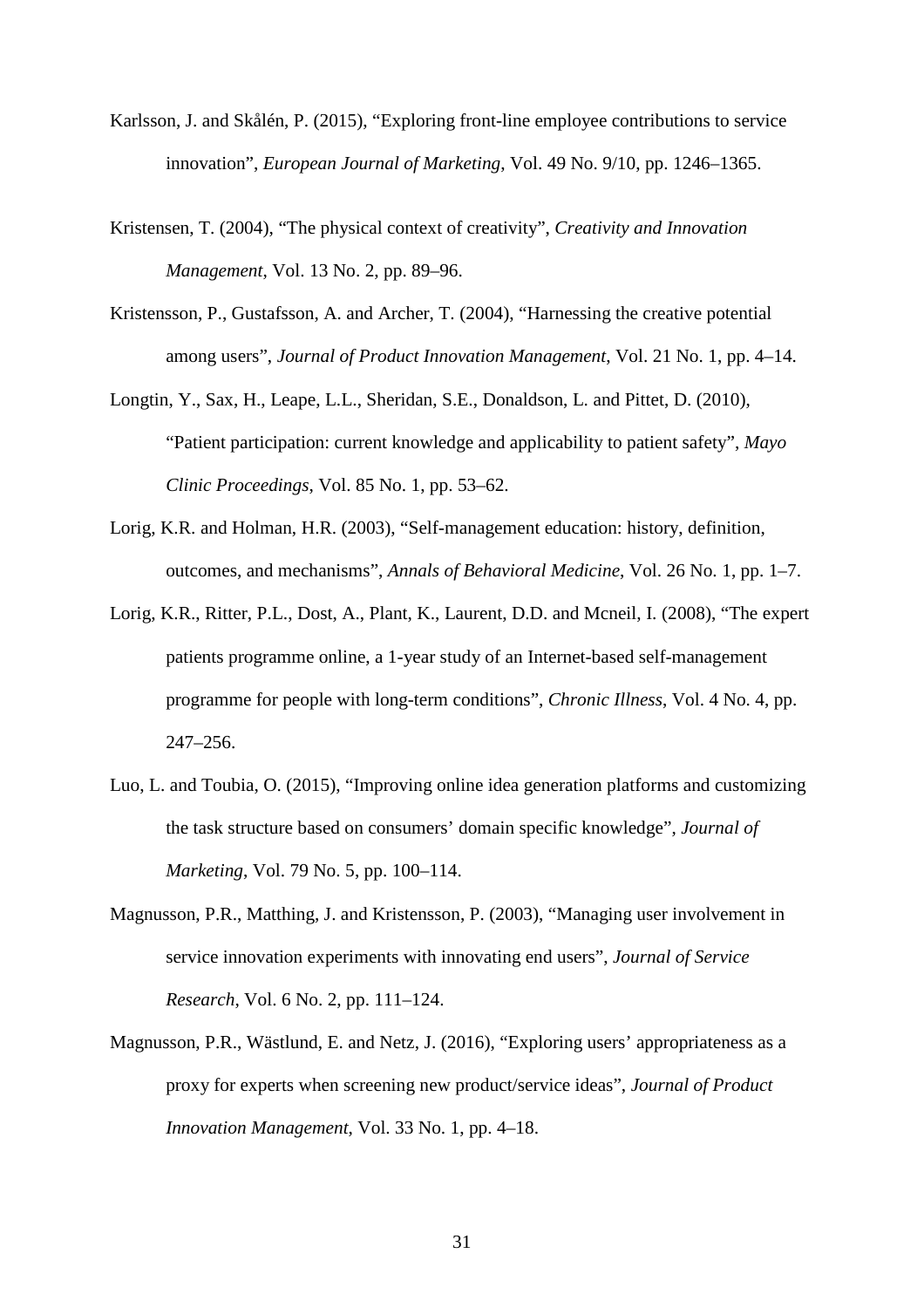Karlsson, J. and Skålén, P. (2015), "Exploring front-line employee contributions to service innovation", *European Journal of Marketing*, Vol. 49 No. 9/10, pp. 1246–1365.

Kristensen, T. (2004), "The physical context of creativity", *Creativity and Innovation Management*, Vol. 13 No. 2, pp. 89–96.

Kristensson, P., Gustafsson, A. and Archer, T. (2004), "Harnessing the creative potential among users", *Journal of Product Innovation Management*, Vol. 21 No. 1, pp. 4–14.

Longtin, Y., Sax, H., Leape, L.L., Sheridan, S.E., Donaldson, L. and Pittet, D. (2010), "Patient participation: current knowledge and applicability to patient safety", *Mayo Clinic Proceedings*, Vol. 85 No. 1, pp. 53–62.

Lorig, K.R. and Holman, H.R. (2003), "Self-management education: history, definition, outcomes, and mechanisms", *Annals of Behavioral Medicine*, Vol. 26 No. 1, pp. 1–7.

Lorig, K.R., Ritter, P.L., Dost, A., Plant, K., Laurent, D.D. and Mcneil, I. (2008), "The expert patients programme online, a 1-year study of an Internet-based self-management programme for people with long-term conditions", *Chronic Illness*, Vol. 4 No. 4, pp. 247–256.

Luo, L. and Toubia, O. (2015), "Improving online idea generation platforms and customizing the task structure based on consumers' domain specific knowledge", *Journal of Marketing*, Vol. 79 No. 5, pp. 100–114.

Magnusson, P.R., Matthing, J. and Kristensson, P. (2003), "Managing user involvement in service innovation experiments with innovating end users", *Journal of Service Research*, Vol. 6 No. 2, pp. 111–124.

Magnusson, P.R., Wästlund, E. and Netz, J. (2016), "Exploring users' appropriateness as a proxy for experts when screening new product/service ideas", *Journal of Product Innovation Management*, Vol. 33 No. 1, pp. 4–18.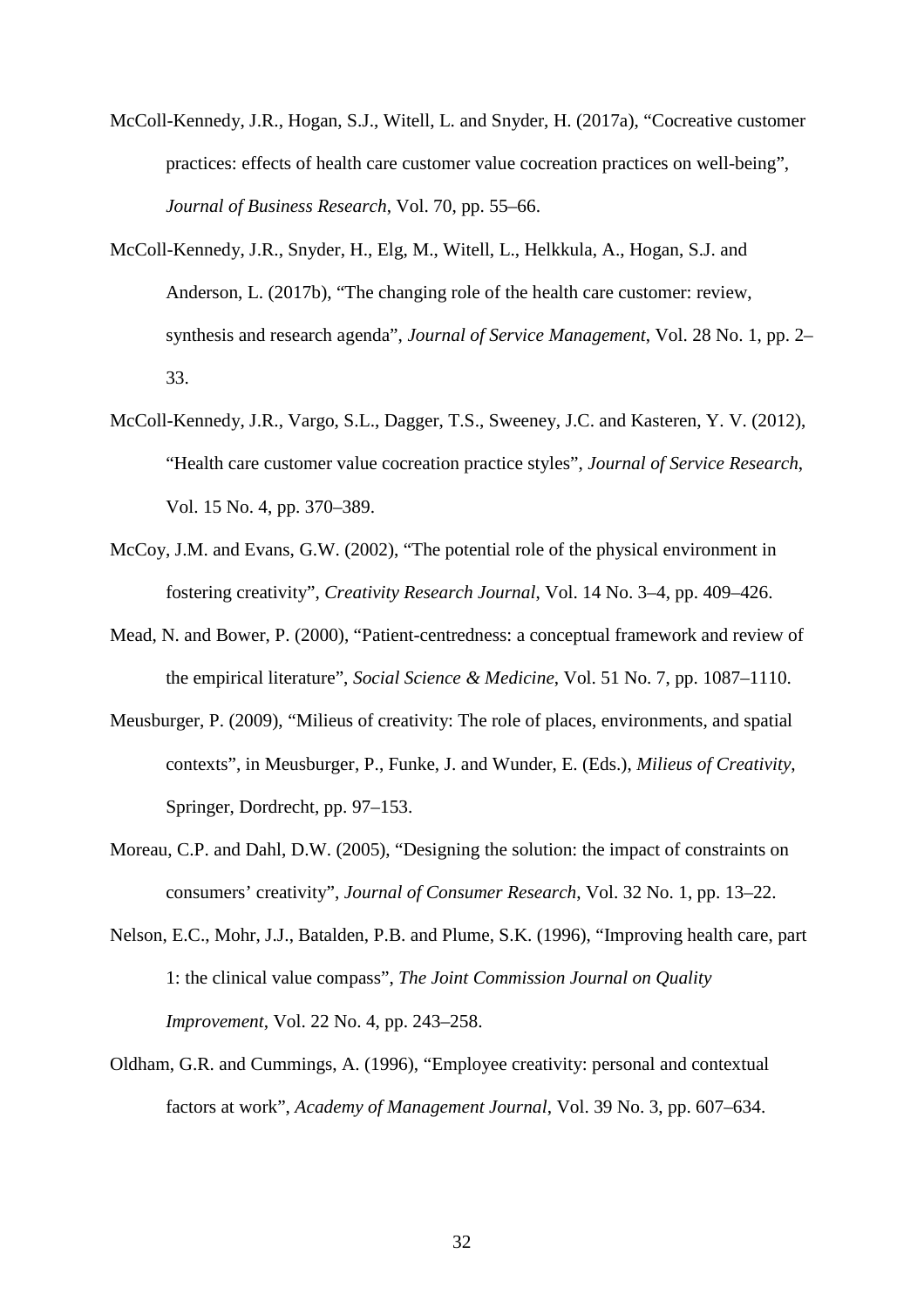McColl-Kennedy, J.R., Hogan, S.J., Witell, L. and Snyder, H. (2017a), "Cocreative customer practices: effects of health care customer value cocreation practices on well-being", *Journal of Business Research*, Vol. 70, pp. 55–66.

McColl-Kennedy, J.R., Snyder, H., Elg, M., Witell, L., Helkkula, A., Hogan, S.J. and Anderson, L. (2017b), "The changing role of the health care customer: review, synthesis and research agenda", *Journal of Service Management*, Vol. 28 No. 1, pp. 2–33.

McColl-Kennedy, J.R., Vargo, S.L., Dagger, T.S., Sweeney, J.C. and Kasteren, Y. V. (2012), "Health care customer value cocreation practice styles", *Journal of Service Research*, Vol. 15 No. 4, pp. 370–389.

McCoy, J.M. and Evans, G.W. (2002), "The potential role of the physical environment in fostering creativity", *Creativity Research Journal*, Vol. 14 No. 3–4, pp. 409–426.

Mead, N. and Bower, P. (2000), "Patient-centredness: a conceptual framework and review of the empirical literature", *Social Science & Medicine*, Vol. 51 No. 7, pp. 1087–1110.

Meusburger, P. (2009), "Milieus of creativity: The role of places, environments, and spatial contexts", in Meusburger, P., Funke, J. and Wunder, E. (Eds.), *Milieus of Creativity*, Springer, Dordrecht, pp. 97–153.

Moreau, C.P. and Dahl, D.W. (2005), "Designing the solution: the impact of constraints on consumers' creativity", *Journal of Consumer Research*, Vol. 32 No. 1, pp. 13–22.

Nelson, E.C., Mohr, J.J., Batalden, P.B. and Plume, S.K. (1996), "Improving health care, part 1: the clinical value compass", *The Joint Commission Journal on Quality Improvement*, Vol. 22 No. 4, pp. 243–258.

Oldham, G.R. and Cummings, A. (1996), "Employee creativity: personal and contextual factors at work", *Academy of Management Journal*, Vol. 39 No. 3, pp. 607–634.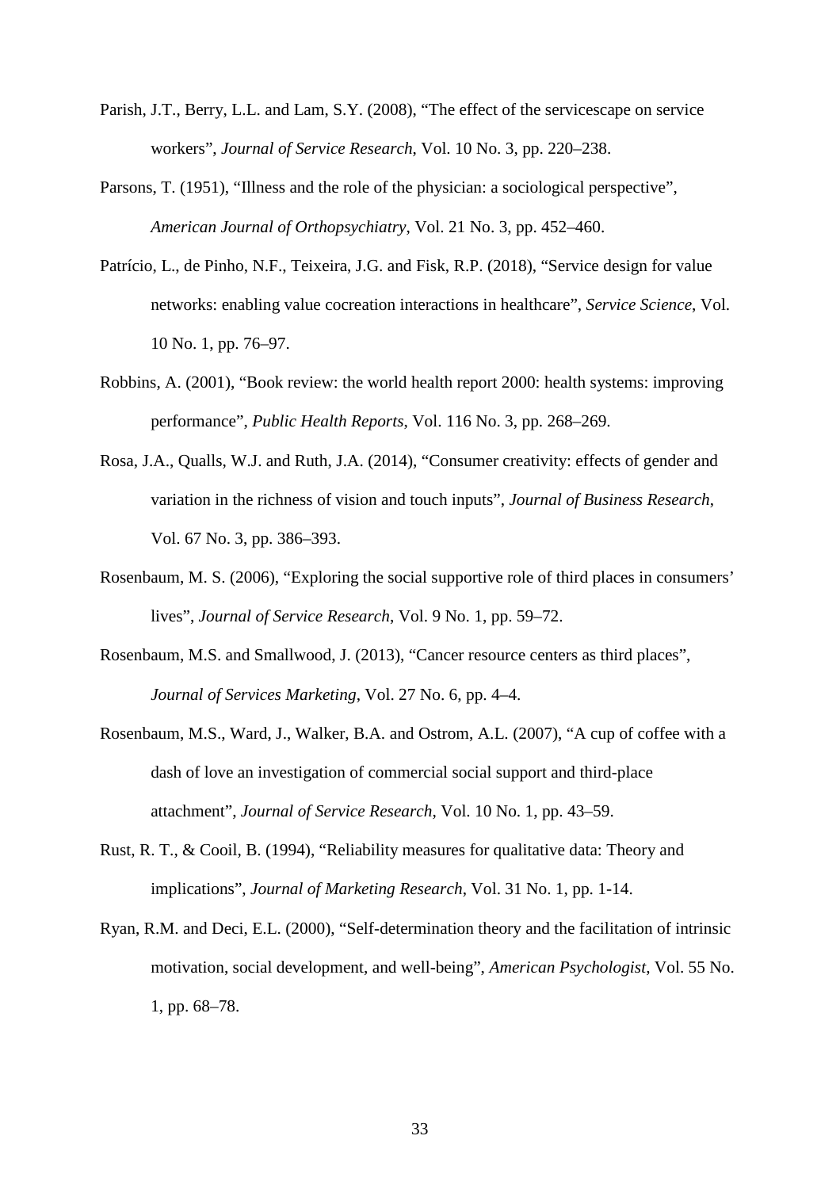Parish, J.T., Berry, L.L. and Lam, S.Y. (2008), "The effect of the servicescape on service workers", *Journal of Service Research*, Vol. 10 No. 3, pp. 220–238.

Parsons, T. (1951), "Illness and the role of the physician: a sociological perspective", *American Journal of Orthopsychiatry*, Vol. 21 No. 3, pp. 452–460.

Patrício, L., de Pinho, N.F., Teixeira, J.G. and Fisk, R.P. (2018), "Service design for value networks: enabling value cocreation interactions in healthcare", *Service Science*, Vol. 10 No. 1, pp. 76–97.

Robbins, A. (2001), "Book review: the world health report 2000: health systems: improving performance", *Public Health Reports*, Vol. 116 No. 3, pp. 268–269.

Rosa, J.A., Qualls, W.J. and Ruth, J.A. (2014), "Consumer creativity: effects of gender and variation in the richness of vision and touch inputs", *Journal of Business Research*, Vol. 67 No. 3, pp. 386–393.

Rosenbaum, M. S. (2006), "Exploring the social supportive role of third places in consumers' lives", *Journal of Service Research*, Vol. 9 No. 1, pp. 59–72.

Rosenbaum, M.S. and Smallwood, J. (2013), "Cancer resource centers as third places", *Journal of Services Marketing*, Vol. 27 No. 6, pp. 4–4.

Rosenbaum, M.S., Ward, J., Walker, B.A. and Ostrom, A.L. (2007), "A cup of coffee with a dash of love an investigation of commercial social support and third-place attachment", *Journal of Service Research*, Vol. 10 No. 1, pp. 43–59.

Rust, R. T., & Cooil, B. (1994), "Reliability measures for qualitative data: Theory and implications", *Journal of Marketing Research*, Vol. 31 No. 1, pp. 1-14.

Ryan, R.M. and Deci, E.L. (2000), "Self-determination theory and the facilitation of intrinsic motivation, social development, and well-being", *American Psychologist*, Vol. 55 No. 1, pp. 68–78.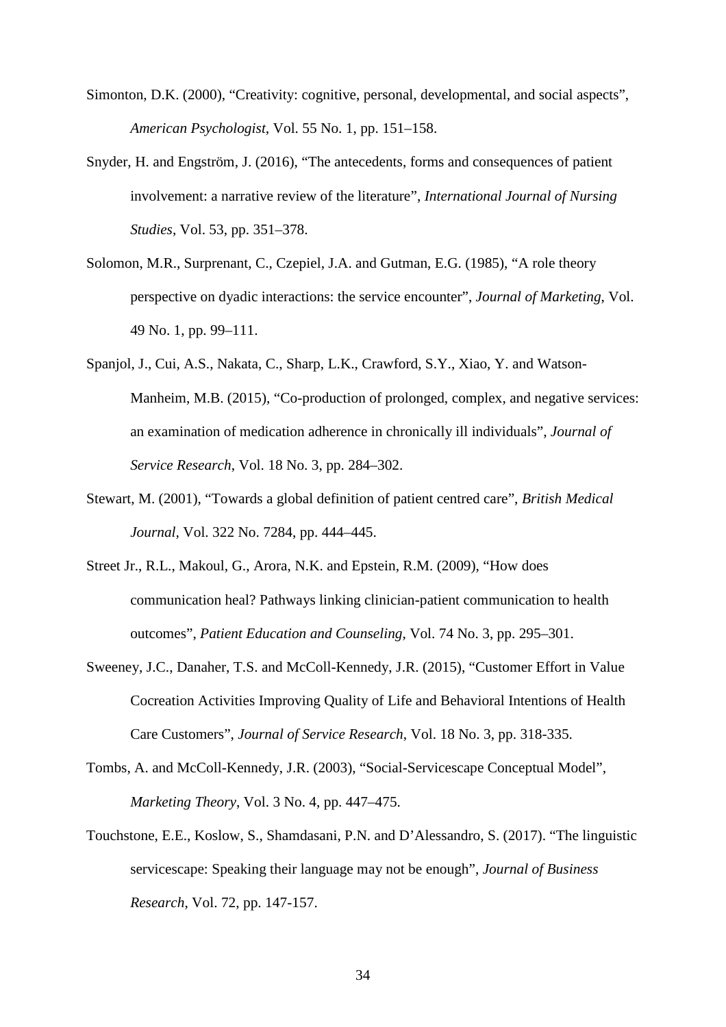Simonton, D.K. (2000), "Creativity: cognitive, personal, developmental, and social aspects", *American Psychologist*, Vol. 55 No. 1, pp. 151–158.

Snyder, H. and Engström, J. (2016), "The antecedents, forms and consequences of patient involvement: a narrative review of the literature", *International Journal of Nursing Studies*, Vol. 53, pp. 351–378.

Solomon, M.R., Surprenant, C., Czepiel, J.A. and Gutman, E.G. (1985), "A role theory perspective on dyadic interactions: the service encounter", *Journal of Marketing*, Vol. 49 No. 1, pp. 99–111.

Spanjol, J., Cui, A.S., Nakata, C., Sharp, L.K., Crawford, S.Y., Xiao, Y. and Watson-Manheim, M.B. (2015), "Co-production of prolonged, complex, and negative services: an examination of medication adherence in chronically ill individuals", *Journal of Service Research*, Vol. 18 No. 3, pp. 284–302.

Stewart, M. (2001), "Towards a global definition of patient centred care", *British Medical Journal*, Vol. 322 No. 7284, pp. 444–445.

Street Jr., R.L., Makoul, G., Arora, N.K. and Epstein, R.M. (2009), "How does communication heal? Pathways linking clinician-patient communication to health outcomes", *Patient Education and Counseling*, Vol. 74 No. 3, pp. 295–301.

Sweeney, J.C., Danaher, T.S. and McColl-Kennedy, J.R. (2015), "Customer Effort in Value Cocreation Activities Improving Quality of Life and Behavioral Intentions of Health Care Customers", *Journal of Service Research*, Vol. 18 No. 3, pp. 318-335.

Tombs, A. and McColl-Kennedy, J.R. (2003), "Social-Servicescape Conceptual Model", *Marketing Theory*, Vol. 3 No. 4, pp. 447–475.

Touchstone, E.E., Koslow, S., Shamdasani, P.N. and D'Alessandro, S. (2017). "The linguistic servicescape: Speaking their language may not be enough", *Journal of Business Research*, Vol. 72, pp. 147-157.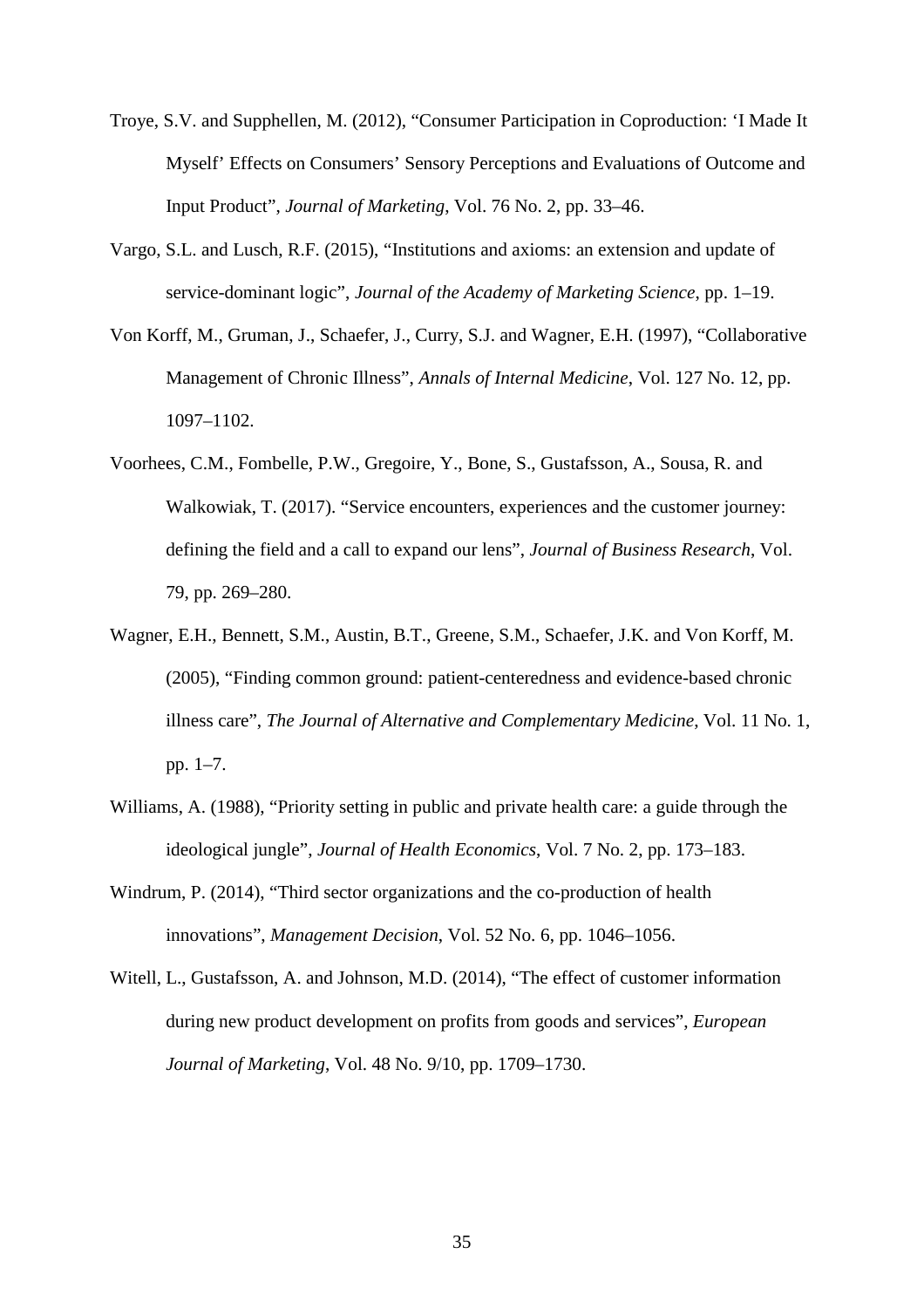Troye, S.V. and Supphellen, M. (2012), “Consumer Participation in Coproduction: ‘I Made It Myself’ Effects on Consumers’ Sensory Perceptions and Evaluations of Outcome and Input Product”, *Journal of Marketing*, Vol. 76 No. 2, pp. 33–46.

Vargo, S.L. and Lusch, R.F. (2015), “Institutions and axioms: an extension and update of service-dominant logic”, *Journal of the Academy of Marketing Science*, pp. 1–19.

Von Korff, M., Gruman, J., Schaefer, J., Curry, S.J. and Wagner, E.H. (1997), “Collaborative Management of Chronic Illness”, *Annals of Internal Medicine*, Vol. 127 No. 12, pp. 1097–1102.

Voorhees, C.M., Fombelle, P.W., Gregoire, Y., Bone, S., Gustafsson, A., Sousa, R. and Walkowiak, T. (2017). “Service encounters, experiences and the customer journey: defining the field and a call to expand our lens”, *Journal of Business Research*, Vol. 79, pp. 269–280.

Wagner, E.H., Bennett, S.M., Austin, B.T., Greene, S.M., Schaefer, J.K. and Von Korff, M. (2005), “Finding common ground: patient-centeredness and evidence-based chronic illness care”, *The Journal of Alternative and Complementary Medicine*, Vol. 11 No. 1, pp. 1–7.

Williams, A. (1988), “Priority setting in public and private health care: a guide through the ideological jungle”, *Journal of Health Economics*, Vol. 7 No. 2, pp. 173–183.

Windrum, P. (2014), “Third sector organizations and the co-production of health innovations”, *Management Decision*, Vol. 52 No. 6, pp. 1046–1056.

Witell, L., Gustafsson, A. and Johnson, M.D. (2014), “The effect of customer information during new product development on profits from goods and services”, *European Journal of Marketing*, Vol. 48 No. 9/10, pp. 1709–1730.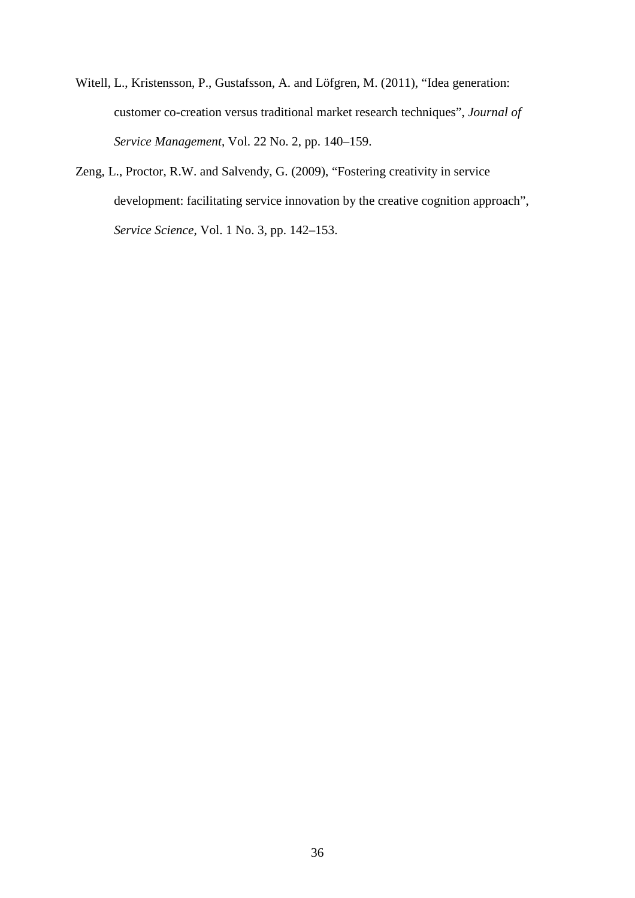Witell, L., Kristensson, P., Gustafsson, A. and Löfgren, M. (2011), "Idea generation: customer co-creation versus traditional market research techniques", *Journal of Service Management*, Vol. 22 No. 2, pp. 140–159.

Zeng, L., Proctor, R.W. and Salvendy, G. (2009), "Fostering creativity in service development: facilitating service innovation by the creative cognition approach", *Service Science*, Vol. 1 No. 3, pp. 142–153.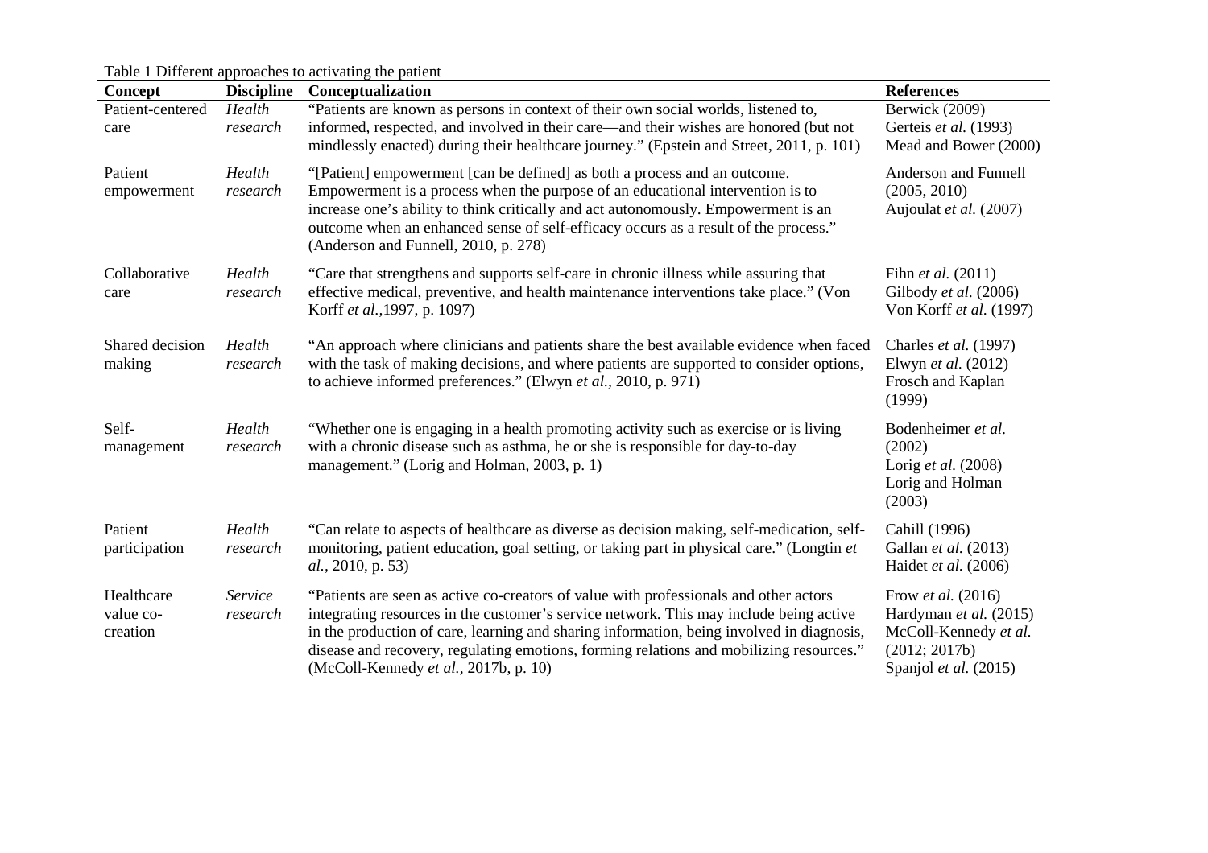Table 1 Different approaches to activating the patient

| Concept | Discipline | Conceptualization | References |
|---|---|---|---|
| Patient-centered care | *Health research* | "Patients are known as persons in context of their own social worlds, listened to, informed, respected, and involved in their care—and their wishes are honored (but not mindlessly enacted) during their healthcare journey." (Epstein and Street, 2011, p. 101) | Berwick (2009)<br>Gerteis *et al.* (1993)<br>Mead and Bower (2000) |
| Patient empowerment | *Health research* | "[Patient] empowerment [can be defined] as both a process and an outcome. Empowerment is a process when the purpose of an educational intervention is to increase one's ability to think critically and act autonomously. Empowerment is an outcome when an enhanced sense of self-efficacy occurs as a result of the process." (Anderson and Funnell, 2010, p. 278) | Anderson and Funnell (2005, 2010)<br>Aujoulat *et al.* (2007) |
| Collaborative care | *Health research* | "Care that strengthens and supports self-care in chronic illness while assuring that effective medical, preventive, and health maintenance interventions take place." (Von Korff *et al.*,1997, p. 1097) | Fihn *et al.* (2011)<br>Gilbody *et al.* (2006)<br>Von Korff *et al.* (1997) |
| Shared decision making | *Health research* | "An approach where clinicians and patients share the best available evidence when faced with the task of making decisions, and where patients are supported to consider options, to achieve informed preferences." (Elwyn *et al.*, 2010, p. 971) | Charles *et al.* (1997)<br>Elwyn *et al.* (2012)<br>Frosch and Kaplan (1999) |
| Self-management | *Health research* | "Whether one is engaging in a health promoting activity such as exercise or is living with a chronic disease such as asthma, he or she is responsible for day-to-day management." (Lorig and Holman, 2003, p. 1) | Bodenheimer *et al.* (2002)<br>Lorig *et al.* (2008)<br>Lorig and Holman (2003) |
| Patient participation | *Health research* | "Can relate to aspects of healthcare as diverse as decision making, self-medication, self-monitoring, patient education, goal setting, or taking part in physical care." (Longtin *et al.*, 2010, p. 53) | Cahill (1996)<br>Gallan *et al.* (2013)<br>Haidet *et al.* (2006) |
| Healthcare value co-creation | *Service research* | "Patients are seen as active co-creators of value with professionals and other actors integrating resources in the customer's service network. This may include being active in the production of care, learning and sharing information, being involved in diagnosis, disease and recovery, regulating emotions, forming relations and mobilizing resources." (McColl-Kennedy *et al.*, 2017b, p. 10) | Frow *et al.* (2016)<br>Hardyman *et al.* (2015)<br>McColl-Kennedy *et al.* (2012; 2017b)<br>Spanjol *et al.* (2015) |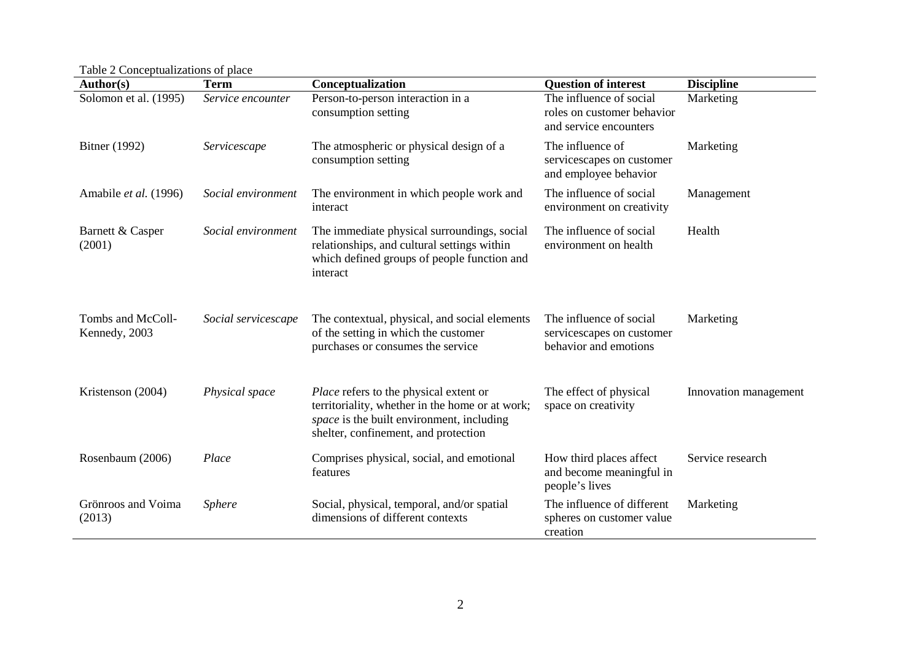Table 2 Conceptualizations of place

| Author(s) | Term | Conceptualization | Question of interest | Discipline |
|---|---|---|---|---|
| Solomon et al. (1995) | *Service encounter* | Person-to-person interaction in a consumption setting | The influence of social roles on customer behavior and service encounters | Marketing |
| Bitner (1992) | *Servicescape* | The atmospheric or physical design of a consumption setting | The influence of servicescapes on customer and employee behavior | Marketing |
| Amabile *et al.* (1996) | *Social environment* | The environment in which people work and interact | The influence of social environment on creativity | Management |
| Barnett & Casper (2001) | *Social environment* | The immediate physical surroundings, social relationships, and cultural settings within which defined groups of people function and interact | The influence of social environment on health | Health |
| Tombs and McColl-Kennedy, 2003 | *Social servicescape* | The contextual, physical, and social elements of the setting in which the customer purchases or consumes the service | The influence of social servicescapes on customer behavior and emotions | Marketing |
| Kristenson (2004) | *Physical space* | *Place* refers to the physical extent or territoriality, whether in the home or at work; *space* is the built environment, including shelter, confinement, and protection | The effect of physical space on creativity | Innovation management |
| Rosenbaum (2006) | *Place* | Comprises physical, social, and emotional features | How third places affect and become meaningful in people's lives | Service research |
| Grönroos and Voima (2013) | *Sphere* | Social, physical, temporal, and/or spatial dimensions of different contexts | The influence of different spheres on customer value creation | Marketing |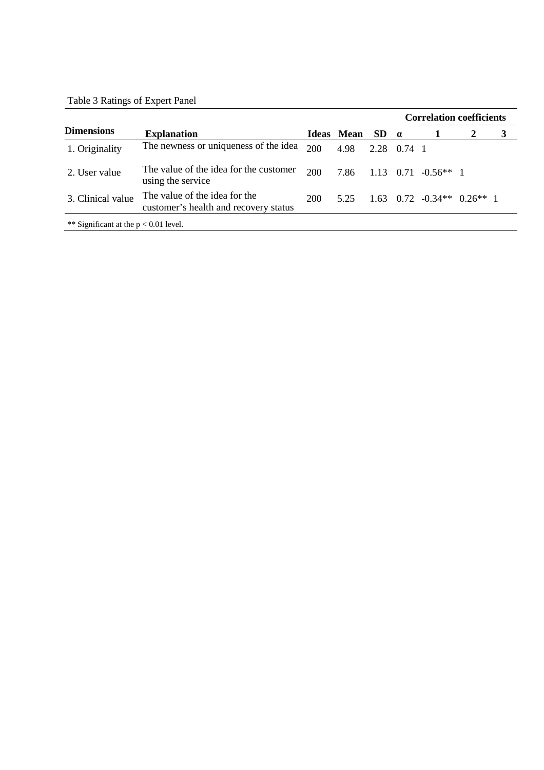Table 3 Ratings of Expert Panel

| Dimensions | Explanation | Ideas | Mean | SD | α | Correlation coefficients | | |
|---|---|---|---|---|---|---|---|---|
| | | | | | | 1 | 2 | 3 |
| 1. Originality | The newness or uniqueness of the idea | 200 | 4.98 | 2.28 | 0.74 | 1 | | |
| 2. User value | The value of the idea for the customer using the service | 200 | 7.86 | 1.13 | 0.71 | -0.56** | 1 | |
| 3. Clinical value | The value of the idea for the customer's health and recovery status | 200 | 5.25 | 1.63 | 0.72 | -0.34** | 0.26** | 1 |

** Significant at the $p < 0.01$ level.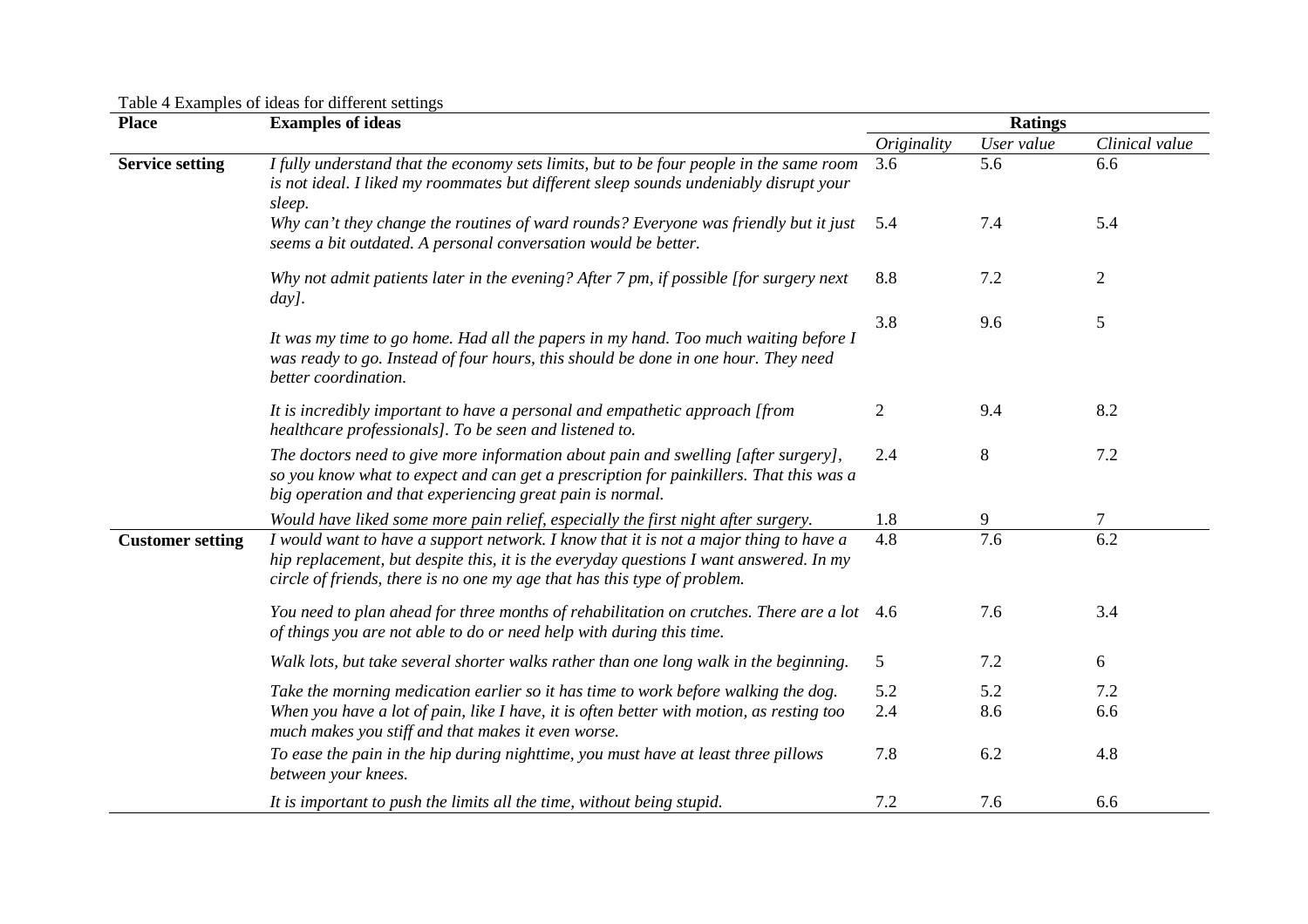Table 4 Examples of ideas for different settings

| Place | Examples of ideas | Ratings | | |
|---|---|---|---|---|
| | | *Originality* | *User value* | *Clinical value* |
| **Service setting** | *I fully understand that the economy sets limits, but to be four people in the same room is not ideal. I liked my roommates but different sleep sounds undeniably disrupt your sleep.* | 3.6 | 5.6 | 6.6 |
| | *Why can't they change the routines of ward rounds? Everyone was friendly but it just seems a bit outdated. A personal conversation would be better.* | 5.4 | 7.4 | 5.4 |
| | *Why not admit patients later in the evening? After 7 pm, if possible [for surgery next day].* | 8.8 | 7.2 | 2 |
| | *It was my time to go home. Had all the papers in my hand. Too much waiting before I was ready to go. Instead of four hours, this should be done in one hour. They need better coordination.* | 3.8 | 9.6 | 5 |
| | *It is incredibly important to have a personal and empathetic approach [from healthcare professionals]. To be seen and listened to.* | 2 | 9.4 | 8.2 |
| | *The doctors need to give more information about pain and swelling [after surgery], so you know what to expect and can get a prescription for painkillers. That this was a big operation and that experiencing great pain is normal.* | 2.4 | 8 | 7.2 |
| | *Would have liked some more pain relief, especially the first night after surgery.* | 1.8 | 9 | 7 |
| **Customer setting** | *I would want to have a support network. I know that it is not a major thing to have a hip replacement, but despite this, it is the everyday questions I want answered. In my circle of friends, there is no one my age that has this type of problem.* | 4.8 | 7.6 | 6.2 |
| | *You need to plan ahead for three months of rehabilitation on crutches. There are a lot of things you are not able to do or need help with during this time.* | 4.6 | 7.6 | 3.4 |
| | *Walk lots, but take several shorter walks rather than one long walk in the beginning.* | 5 | 7.2 | 6 |
| | *Take the morning medication earlier so it has time to work before walking the dog.* | 5.2 | 5.2 | 7.2 |
| | *When you have a lot of pain, like I have, it is often better with motion, as resting too much makes you stiff and that makes it even worse.* | 2.4 | 8.6 | 6.6 |
| | *To ease the pain in the hip during nighttime, you must have at least three pillows between your knees.* | 7.8 | 6.2 | 4.8 |
| | *It is important to push the limits all the time, without being stupid.* | 7.2 | 7.6 | 6.6 |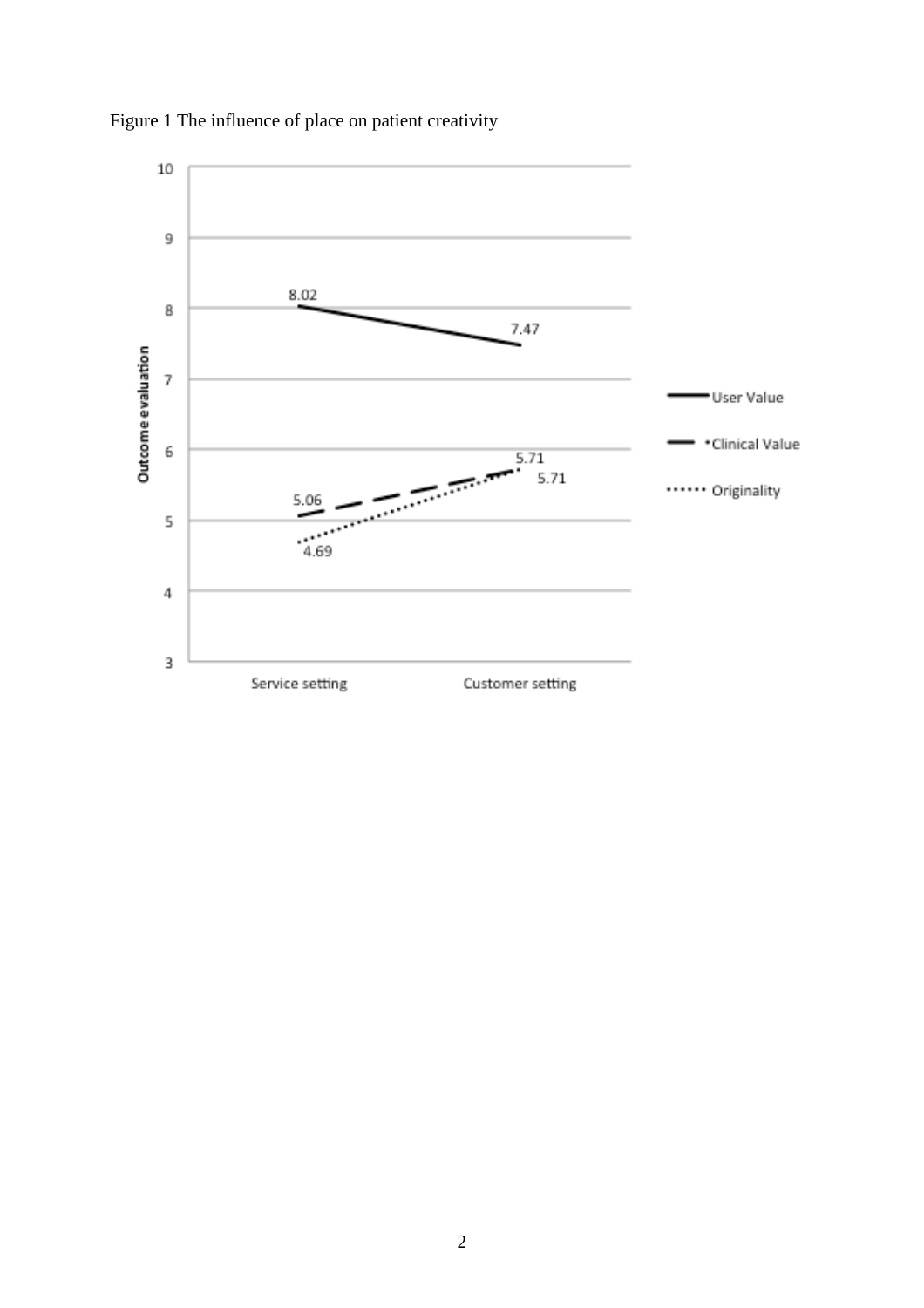Figure 1 The influence of place on patient creativity

10
9
8
7
6
5
4
3

Outcome evaluation

8.02
7.47
5.71
5.71
5.06
4.69

Service setting
Customer setting

User Value
Clinical Value
Originality